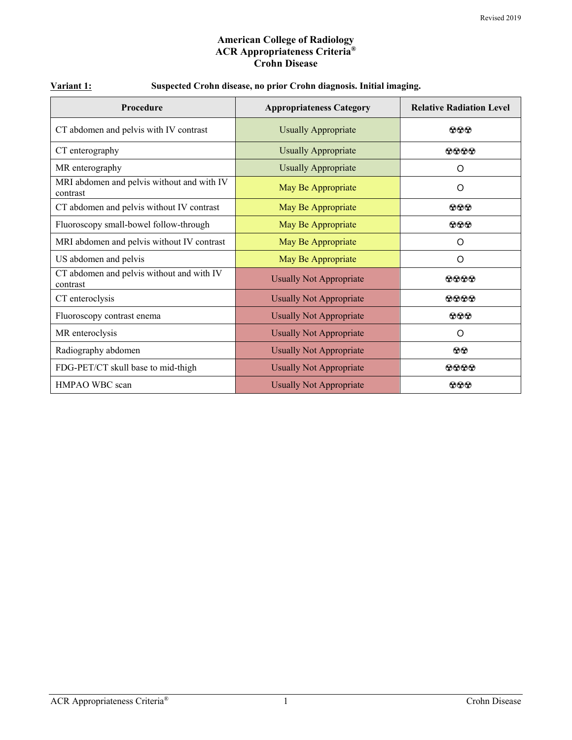Revised 2019

# American College of Radiology
# ACR Appropriateness Criteria®
# Crohn Disease

**Variant 1:** **Suspected Crohn disease, no prior Crohn diagnosis. Initial imaging.**

| Procedure | Appropriateness Category | Relative Radiation Level |
|---|---|---|
| CT abdomen and pelvis with IV contrast | Usually Appropriate | ☢☢☢ |
| CT enterography | Usually Appropriate | ☢☢☢☢ |
| MR enterography | Usually Appropriate | O |
| MRI abdomen and pelvis without and with IV contrast | May Be Appropriate | O |
| CT abdomen and pelvis without IV contrast | May Be Appropriate | ☢☢☢ |
| Fluoroscopy small-bowel follow-through | May Be Appropriate | ☢☢☢ |
| MRI abdomen and pelvis without IV contrast | May Be Appropriate | O |
| US abdomen and pelvis | May Be Appropriate | O |
| CT abdomen and pelvis without and with IV contrast | Usually Not Appropriate | ☢☢☢☢ |
| CT enteroclysis | Usually Not Appropriate | ☢☢☢☢ |
| Fluoroscopy contrast enema | Usually Not Appropriate | ☢☢☢ |
| MR enteroclysis | Usually Not Appropriate | O |
| Radiography abdomen | Usually Not Appropriate | ☢☢ |
| FDG-PET/CT skull base to mid-thigh | Usually Not Appropriate | ☢☢☢☢ |
| HMPAO WBC scan | Usually Not Appropriate | ☢☢☢ |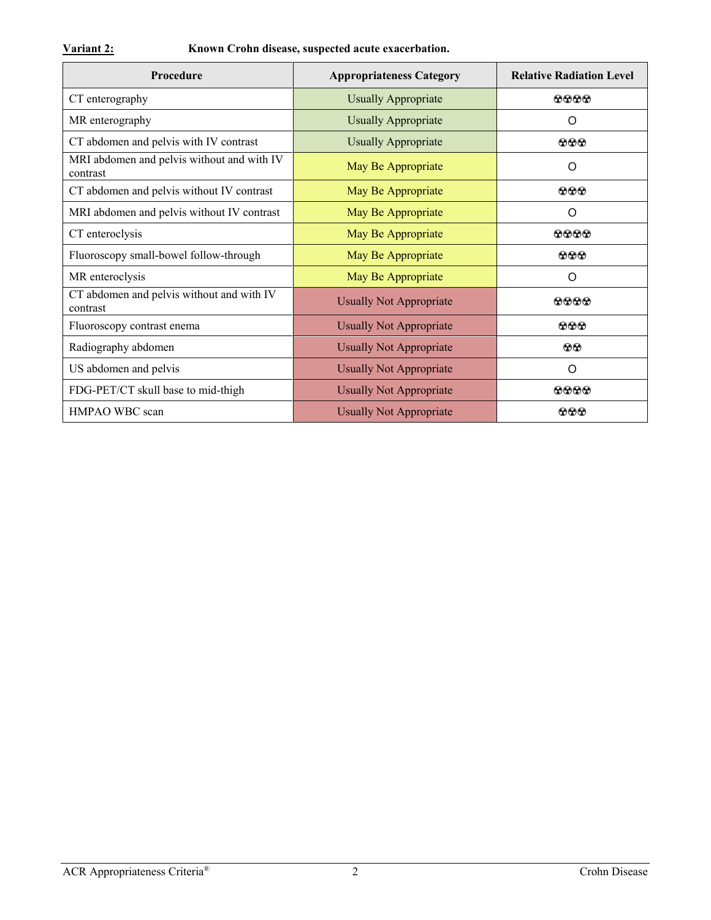**Variant 2:** **Known Crohn disease, suspected acute exacerbation.**

| Procedure | Appropriateness Category | Relative Radiation Level |
|---|---|---|
| CT enterography | Usually Appropriate | ☢☢☢☢ |
| MR enterography | Usually Appropriate | O |
| CT abdomen and pelvis with IV contrast | Usually Appropriate | ☢☢☢ |
| MRI abdomen and pelvis without and with IV contrast | May Be Appropriate | O |
| CT abdomen and pelvis without IV contrast | May Be Appropriate | ☢☢☢ |
| MRI abdomen and pelvis without IV contrast | May Be Appropriate | O |
| CT enteroclysis | May Be Appropriate | ☢☢☢☢ |
| Fluoroscopy small-bowel follow-through | May Be Appropriate | ☢☢☢ |
| MR enteroclysis | May Be Appropriate | O |
| CT abdomen and pelvis without and with IV contrast | Usually Not Appropriate | ☢☢☢☢ |
| Fluoroscopy contrast enema | Usually Not Appropriate | ☢☢☢ |
| Radiography abdomen | Usually Not Appropriate | ☢☢ |
| US abdomen and pelvis | Usually Not Appropriate | O |
| FDG-PET/CT skull base to mid-thigh | Usually Not Appropriate | ☢☢☢☢ |
| HMPAO WBC scan | Usually Not Appropriate | ☢☢☢ |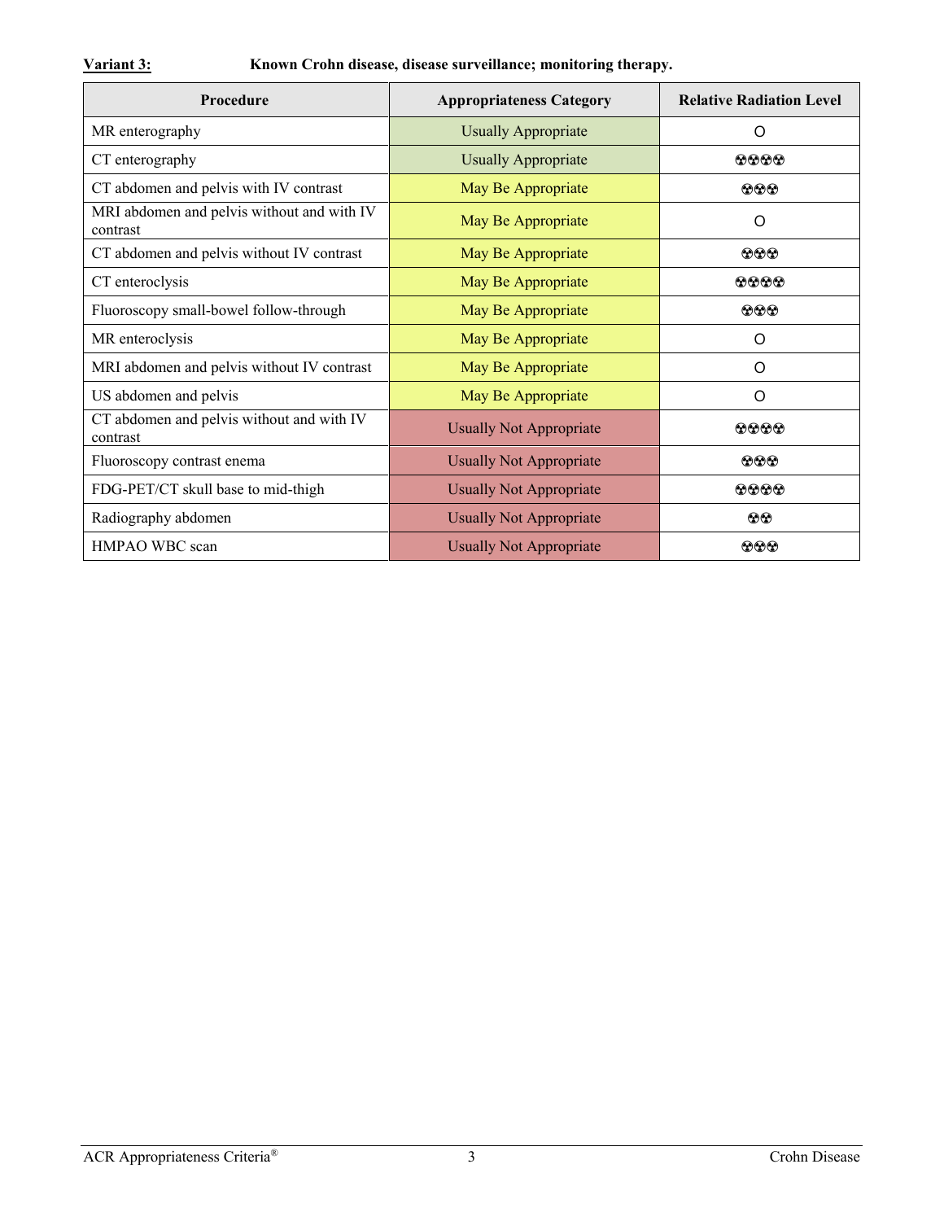**Variant 3:** **Known Crohn disease, disease surveillance; monitoring therapy.**

| Procedure | Appropriateness Category | Relative Radiation Level |
|---|---|---|
| MR enterography | Usually Appropriate | O |
| CT enterography | Usually Appropriate | ☢☢☢☢ |
| CT abdomen and pelvis with IV contrast | May Be Appropriate | ☢☢☢ |
| MRI abdomen and pelvis without and with IV contrast | May Be Appropriate | O |
| CT abdomen and pelvis without IV contrast | May Be Appropriate | ☢☢☢ |
| CT enteroclysis | May Be Appropriate | ☢☢☢☢ |
| Fluoroscopy small-bowel follow-through | May Be Appropriate | ☢☢☢ |
| MR enteroclysis | May Be Appropriate | O |
| MRI abdomen and pelvis without IV contrast | May Be Appropriate | O |
| US abdomen and pelvis | May Be Appropriate | O |
| CT abdomen and pelvis without and with IV contrast | Usually Not Appropriate | ☢☢☢☢ |
| Fluoroscopy contrast enema | Usually Not Appropriate | ☢☢☢ |
| FDG-PET/CT skull base to mid-thigh | Usually Not Appropriate | ☢☢☢☢ |
| Radiography abdomen | Usually Not Appropriate | ☢☢ |
| HMPAO WBC scan | Usually Not Appropriate | ☢☢☢ |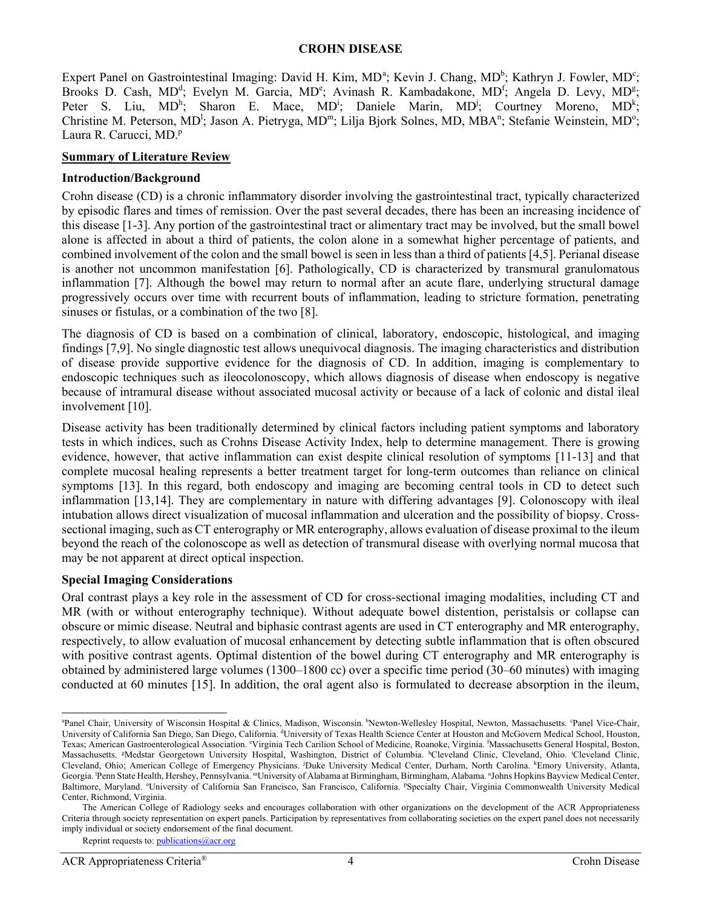# CROHN DISEASE

Expert Panel on Gastrointestinal Imaging: David H. Kim, MD[a]; Kevin J. Chang, MD[b]; Kathryn J. Fowler, MD[c]; Brooks D. Cash, MD[d]; Evelyn M. Garcia, MD[e]; Avinash R. Kambadakone, MD[f]; Angela D. Levy, MD[g]; Peter S. Liu, MD[h]; Sharon E. Mace, MD[i]; Daniele Marin, MD[j]; Courtney Moreno, MD[k]; Christine M. Peterson, MD[l]; Jason A. Pietryga, MD[m]; Lilja Bjork Solnes, MD, MBA[n]; Stefanie Weinstein, MD[o]; Laura R. Carucci, MD.[p]

## Summary of Literature Review

### Introduction/Background

Crohn disease (CD) is a chronic inflammatory disorder involving the gastrointestinal tract, typically characterized by episodic flares and times of remission. Over the past several decades, there has been an increasing incidence of this disease [1-3]. Any portion of the gastrointestinal tract or alimentary tract may be involved, but the small bowel alone is affected in about a third of patients, the colon alone in a somewhat higher percentage of patients, and combined involvement of the colon and the small bowel is seen in less than a third of patients [4,5]. Perianal disease is another not uncommon manifestation [6]. Pathologically, CD is characterized by transmural granulomatous inflammation [7]. Although the bowel may return to normal after an acute flare, underlying structural damage progressively occurs over time with recurrent bouts of inflammation, leading to stricture formation, penetrating sinuses or fistulas, or a combination of the two [8].

The diagnosis of CD is based on a combination of clinical, laboratory, endoscopic, histological, and imaging findings [7,9]. No single diagnostic test allows unequivocal diagnosis. The imaging characteristics and distribution of disease provide supportive evidence for the diagnosis of CD. In addition, imaging is complementary to endoscopic techniques such as ileocolonoscopy, which allows diagnosis of disease when endoscopy is negative because of intramural disease without associated mucosal activity or because of a lack of colonic and distal ileal involvement [10].

Disease activity has been traditionally determined by clinical factors including patient symptoms and laboratory tests in which indices, such as Crohns Disease Activity Index, help to determine management. There is growing evidence, however, that active inflammation can exist despite clinical resolution of symptoms [11-13] and that complete mucosal healing represents a better treatment target for long-term outcomes than reliance on clinical symptoms [13]. In this regard, both endoscopy and imaging are becoming central tools in CD to detect such inflammation [13,14]. They are complementary in nature with differing advantages [9]. Colonoscopy with ileal intubation allows direct visualization of mucosal inflammation and ulceration and the possibility of biopsy. Cross-sectional imaging, such as CT enterography or MR enterography, allows evaluation of disease proximal to the ileum beyond the reach of the colonoscope as well as detection of transmural disease with overlying normal mucosa that may be not apparent at direct optical inspection.

### Special Imaging Considerations

Oral contrast plays a key role in the assessment of CD for cross-sectional imaging modalities, including CT and MR (with or without enterography technique). Without adequate bowel distention, peristalsis or collapse can obscure or mimic disease. Neutral and biphasic contrast agents are used in CT enterography and MR enterography, respectively, to allow evaluation of mucosal enhancement by detecting subtle inflammation that is often obscured with positive contrast agents. Optimal distention of the bowel during CT enterography and MR enterography is obtained by administered large volumes (1300–1800 cc) over a specific time period (30–60 minutes) with imaging conducted at 60 minutes [15]. In addition, the oral agent also is formulated to decrease absorption in the ileum,

---

[a]Panel Chair, University of Wisconsin Hospital & Clinics, Madison, Wisconsin. [b]Newton-Wellesley Hospital, Newton, Massachusetts. [c]Panel Vice-Chair, University of California San Diego, San Diego, California. [d]University of Texas Health Science Center at Houston and McGovern Medical School, Houston, Texas; American Gastroenterological Association. [e]Virginia Tech Carilion School of Medicine, Roanoke, Virginia. [f]Massachusetts General Hospital, Boston, Massachusetts. [g]Medstar Georgetown University Hospital, Washington, District of Columbia. [h]Cleveland Clinic, Cleveland, Ohio. [i]Cleveland Clinic, Cleveland, Ohio; American College of Emergency Physicians. [j]Duke University Medical Center, Durham, North Carolina. [k]Emory University, Atlanta, Georgia. [l]Penn State Health, Hershey, Pennsylvania. [m]University of Alabama at Birmingham, Birmingham, Alabama. [n]Johns Hopkins Bayview Medical Center, Baltimore, Maryland. [o]University of California San Francisco, San Francisco, California. [p]Specialty Chair, Virginia Commonwealth University Medical Center, Richmond, Virginia.

The American College of Radiology seeks and encourages collaboration with other organizations on the development of the ACR Appropriateness Criteria through society representation on expert panels. Participation by representatives from collaborating societies on the expert panel does not necessarily imply individual or society endorsement of the final document.

Reprint requests to: publications@acr.org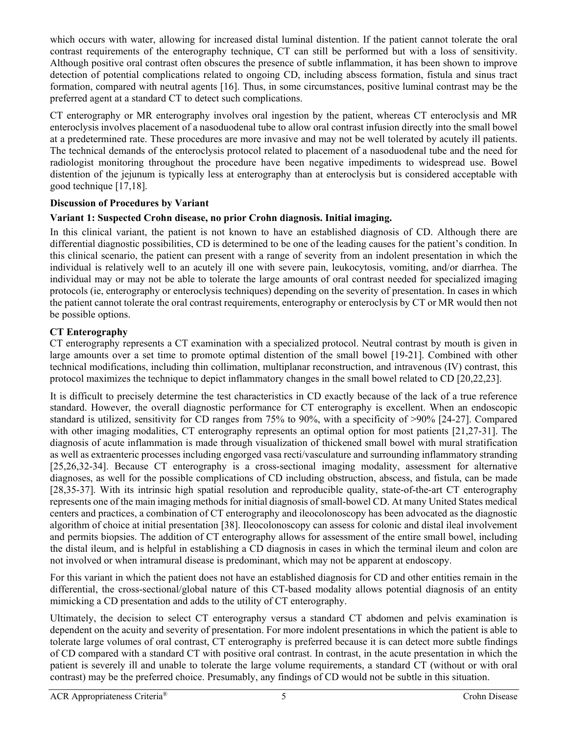which occurs with water, allowing for increased distal luminal distention. If the patient cannot tolerate the oral contrast requirements of the enterography technique, CT can still be performed but with a loss of sensitivity. Although positive oral contrast often obscures the presence of subtle inflammation, it has been shown to improve detection of potential complications related to ongoing CD, including abscess formation, fistula and sinus tract formation, compared with neutral agents [16]. Thus, in some circumstances, positive luminal contrast may be the preferred agent at a standard CT to detect such complications.

CT enterography or MR enterography involves oral ingestion by the patient, whereas CT enteroclysis and MR enteroclysis involves placement of a nasoduodenal tube to allow oral contrast infusion directly into the small bowel at a predetermined rate. These procedures are more invasive and may not be well tolerated by acutely ill patients. The technical demands of the enteroclysis protocol related to placement of a nasoduodenal tube and the need for radiologist monitoring throughout the procedure have been negative impediments to widespread use. Bowel distention of the jejunum is typically less at enterography than at enteroclysis but is considered acceptable with good technique [17,18].

**Discussion of Procedures by Variant**

**Variant 1: Suspected Crohn disease, no prior Crohn diagnosis. Initial imaging.**

In this clinical variant, the patient is not known to have an established diagnosis of CD. Although there are differential diagnostic possibilities, CD is determined to be one of the leading causes for the patient's condition. In this clinical scenario, the patient can present with a range of severity from an indolent presentation in which the individual is relatively well to an acutely ill one with severe pain, leukocytosis, vomiting, and/or diarrhea. The individual may or may not be able to tolerate the large amounts of oral contrast needed for specialized imaging protocols (ie, enterography or enteroclysis techniques) depending on the severity of presentation. In cases in which the patient cannot tolerate the oral contrast requirements, enterography or enteroclysis by CT or MR would then not be possible options.

**CT Enterography**

CT enterography represents a CT examination with a specialized protocol. Neutral contrast by mouth is given in large amounts over a set time to promote optimal distention of the small bowel [19-21]. Combined with other technical modifications, including thin collimation, multiplanar reconstruction, and intravenous (IV) contrast, this protocol maximizes the technique to depict inflammatory changes in the small bowel related to CD [20,22,23].

It is difficult to precisely determine the test characteristics in CD exactly because of the lack of a true reference standard. However, the overall diagnostic performance for CT enterography is excellent. When an endoscopic standard is utilized, sensitivity for CD ranges from 75% to 90%, with a specificity of >90% [24-27]. Compared with other imaging modalities, CT enterography represents an optimal option for most patients [21,27-31]. The diagnosis of acute inflammation is made through visualization of thickened small bowel with mural stratification as well as extraenteric processes including engorged vasa recti/vasculature and surrounding inflammatory stranding [25,26,32-34]. Because CT enterography is a cross-sectional imaging modality, assessment for alternative diagnoses, as well for the possible complications of CD including obstruction, abscess, and fistula, can be made [28,35-37]. With its intrinsic high spatial resolution and reproducible quality, state-of-the-art CT enterography represents one of the main imaging methods for initial diagnosis of small-bowel CD. At many United States medical centers and practices, a combination of CT enterography and ileocolonoscopy has been advocated as the diagnostic algorithm of choice at initial presentation [38]. Ileocolonoscopy can assess for colonic and distal ileal involvement and permits biopsies. The addition of CT enterography allows for assessment of the entire small bowel, including the distal ileum, and is helpful in establishing a CD diagnosis in cases in which the terminal ileum and colon are not involved or when intramural disease is predominant, which may not be apparent at endoscopy.

For this variant in which the patient does not have an established diagnosis for CD and other entities remain in the differential, the cross-sectional/global nature of this CT-based modality allows potential diagnosis of an entity mimicking a CD presentation and adds to the utility of CT enterography.

Ultimately, the decision to select CT enterography versus a standard CT abdomen and pelvis examination is dependent on the acuity and severity of presentation. For more indolent presentations in which the patient is able to tolerate large volumes of oral contrast, CT enterography is preferred because it is can detect more subtle findings of CD compared with a standard CT with positive oral contrast. In contrast, in the acute presentation in which the patient is severely ill and unable to tolerate the large volume requirements, a standard CT (without or with oral contrast) may be the preferred choice. Presumably, any findings of CD would not be subtle in this situation.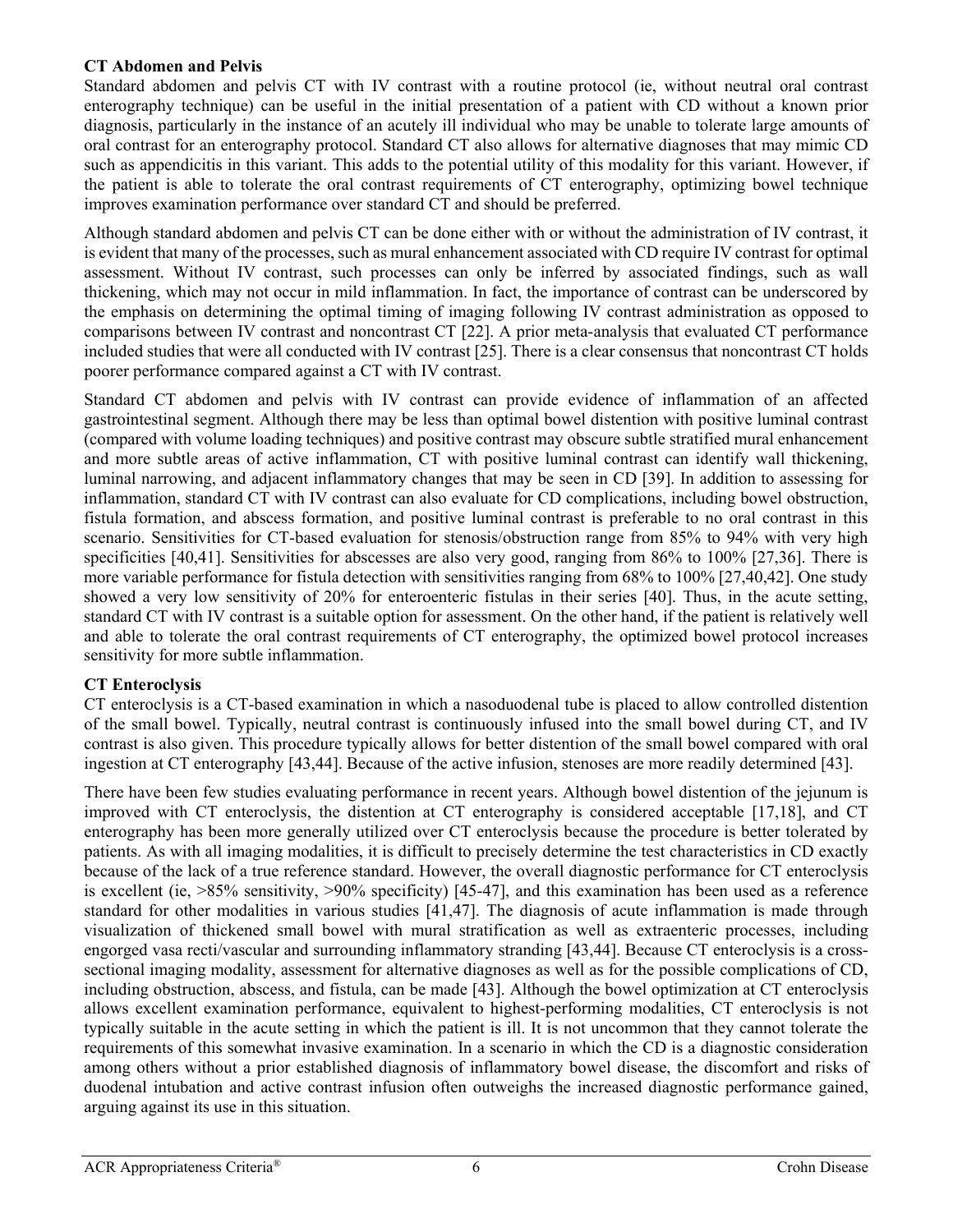**CT Abdomen and Pelvis**

Standard abdomen and pelvis CT with IV contrast with a routine protocol (ie, without neutral oral contrast enterography technique) can be useful in the initial presentation of a patient with CD without a known prior diagnosis, particularly in the instance of an acutely ill individual who may be unable to tolerate large amounts of oral contrast for an enterography protocol. Standard CT also allows for alternative diagnoses that may mimic CD such as appendicitis in this variant. This adds to the potential utility of this modality for this variant. However, if the patient is able to tolerate the oral contrast requirements of CT enterography, optimizing bowel technique improves examination performance over standard CT and should be preferred.

Although standard abdomen and pelvis CT can be done either with or without the administration of IV contrast, it is evident that many of the processes, such as mural enhancement associated with CD require IV contrast for optimal assessment. Without IV contrast, such processes can only be inferred by associated findings, such as wall thickening, which may not occur in mild inflammation. In fact, the importance of contrast can be underscored by the emphasis on determining the optimal timing of imaging following IV contrast administration as opposed to comparisons between IV contrast and noncontrast CT [22]. A prior meta-analysis that evaluated CT performance included studies that were all conducted with IV contrast [25]. There is a clear consensus that noncontrast CT holds poorer performance compared against a CT with IV contrast.

Standard CT abdomen and pelvis with IV contrast can provide evidence of inflammation of an affected gastrointestinal segment. Although there may be less than optimal bowel distention with positive luminal contrast (compared with volume loading techniques) and positive contrast may obscure subtle stratified mural enhancement and more subtle areas of active inflammation, CT with positive luminal contrast can identify wall thickening, luminal narrowing, and adjacent inflammatory changes that may be seen in CD [39]. In addition to assessing for inflammation, standard CT with IV contrast can also evaluate for CD complications, including bowel obstruction, fistula formation, and abscess formation, and positive luminal contrast is preferable to no oral contrast in this scenario. Sensitivities for CT-based evaluation for stenosis/obstruction range from 85% to 94% with very high specificities [40,41]. Sensitivities for abscesses are also very good, ranging from 86% to 100% [27,36]. There is more variable performance for fistula detection with sensitivities ranging from 68% to 100% [27,40,42]. One study showed a very low sensitivity of 20% for enteroenteric fistulas in their series [40]. Thus, in the acute setting, standard CT with IV contrast is a suitable option for assessment. On the other hand, if the patient is relatively well and able to tolerate the oral contrast requirements of CT enterography, the optimized bowel protocol increases sensitivity for more subtle inflammation.

**CT Enteroclysis**

CT enteroclysis is a CT-based examination in which a nasoduodenal tube is placed to allow controlled distention of the small bowel. Typically, neutral contrast is continuously infused into the small bowel during CT, and IV contrast is also given. This procedure typically allows for better distention of the small bowel compared with oral ingestion at CT enterography [43,44]. Because of the active infusion, stenoses are more readily determined [43].

There have been few studies evaluating performance in recent years. Although bowel distention of the jejunum is improved with CT enteroclysis, the distention at CT enterography is considered acceptable [17,18], and CT enterography has been more generally utilized over CT enteroclysis because the procedure is better tolerated by patients. As with all imaging modalities, it is difficult to precisely determine the test characteristics in CD exactly because of the lack of a true reference standard. However, the overall diagnostic performance for CT enteroclysis is excellent (ie, >85% sensitivity, >90% specificity) [45-47], and this examination has been used as a reference standard for other modalities in various studies [41,47]. The diagnosis of acute inflammation is made through visualization of thickened small bowel with mural stratification as well as extraenteric processes, including engorged vasa recti/vascular and surrounding inflammatory stranding [43,44]. Because CT enteroclysis is a cross-sectional imaging modality, assessment for alternative diagnoses as well as for the possible complications of CD, including obstruction, abscess, and fistula, can be made [43]. Although the bowel optimization at CT enteroclysis allows excellent examination performance, equivalent to highest-performing modalities, CT enteroclysis is not typically suitable in the acute setting in which the patient is ill. It is not uncommon that they cannot tolerate the requirements of this somewhat invasive examination. In a scenario in which the CD is a diagnostic consideration among others without a prior established diagnosis of inflammatory bowel disease, the discomfort and risks of duodenal intubation and active contrast infusion often outweighs the increased diagnostic performance gained, arguing against its use in this situation.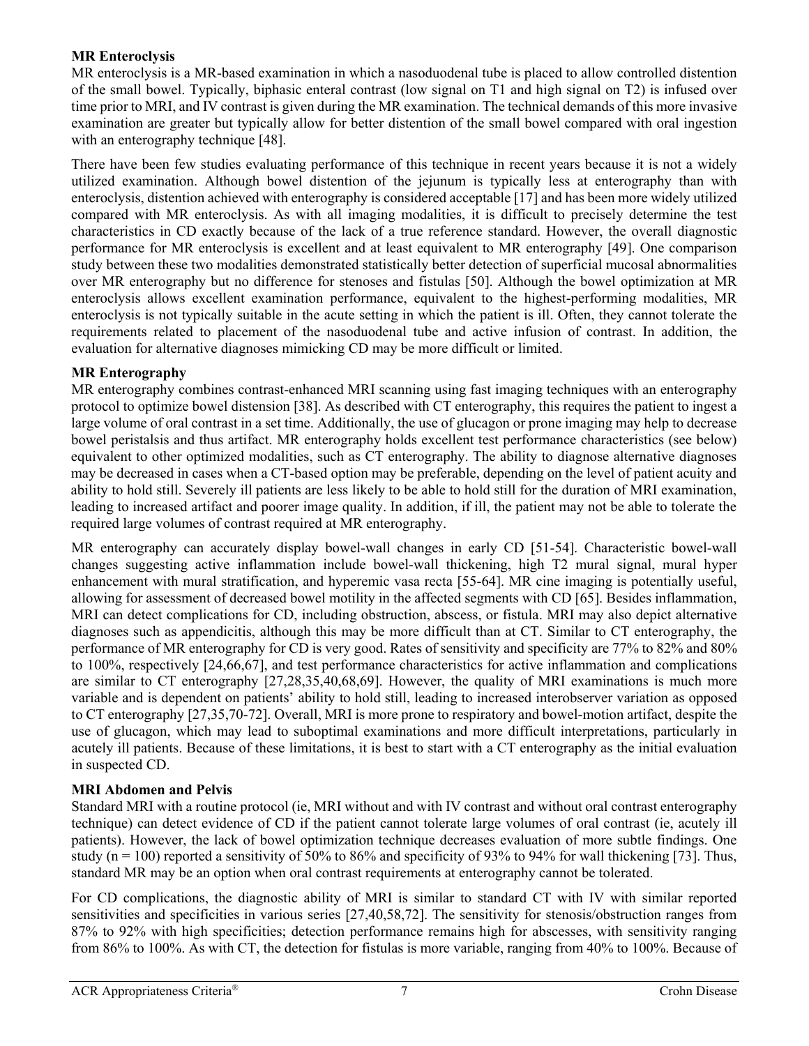**MR Enteroclysis**

MR enteroclysis is a MR-based examination in which a nasoduodenal tube is placed to allow controlled distention of the small bowel. Typically, biphasic enteral contrast (low signal on T1 and high signal on T2) is infused over time prior to MRI, and IV contrast is given during the MR examination. The technical demands of this more invasive examination are greater but typically allow for better distention of the small bowel compared with oral ingestion with an enterography technique [48].

There have been few studies evaluating performance of this technique in recent years because it is not a widely utilized examination. Although bowel distention of the jejunum is typically less at enterography than with enteroclysis, distention achieved with enterography is considered acceptable [17] and has been more widely utilized compared with MR enteroclysis. As with all imaging modalities, it is difficult to precisely determine the test characteristics in CD exactly because of the lack of a true reference standard. However, the overall diagnostic performance for MR enteroclysis is excellent and at least equivalent to MR enterography [49]. One comparison study between these two modalities demonstrated statistically better detection of superficial mucosal abnormalities over MR enterography but no difference for stenoses and fistulas [50]. Although the bowel optimization at MR enteroclysis allows excellent examination performance, equivalent to the highest-performing modalities, MR enteroclysis is not typically suitable in the acute setting in which the patient is ill. Often, they cannot tolerate the requirements related to placement of the nasoduodenal tube and active infusion of contrast. In addition, the evaluation for alternative diagnoses mimicking CD may be more difficult or limited.

**MR Enterography**

MR enterography combines contrast-enhanced MRI scanning using fast imaging techniques with an enterography protocol to optimize bowel distension [38]. As described with CT enterography, this requires the patient to ingest a large volume of oral contrast in a set time. Additionally, the use of glucagon or prone imaging may help to decrease bowel peristalsis and thus artifact. MR enterography holds excellent test performance characteristics (see below) equivalent to other optimized modalities, such as CT enterography. The ability to diagnose alternative diagnoses may be decreased in cases when a CT-based option may be preferable, depending on the level of patient acuity and ability to hold still. Severely ill patients are less likely to be able to hold still for the duration of MRI examination, leading to increased artifact and poorer image quality. In addition, if ill, the patient may not be able to tolerate the required large volumes of contrast required at MR enterography.

MR enterography can accurately display bowel-wall changes in early CD [51-54]. Characteristic bowel-wall changes suggesting active inflammation include bowel-wall thickening, high T2 mural signal, mural hyper enhancement with mural stratification, and hyperemic vasa recta [55-64]. MR cine imaging is potentially useful, allowing for assessment of decreased bowel motility in the affected segments with CD [65]. Besides inflammation, MRI can detect complications for CD, including obstruction, abscess, or fistula. MRI may also depict alternative diagnoses such as appendicitis, although this may be more difficult than at CT. Similar to CT enterography, the performance of MR enterography for CD is very good. Rates of sensitivity and specificity are 77% to 82% and 80% to 100%, respectively [24,66,67], and test performance characteristics for active inflammation and complications are similar to CT enterography [27,28,35,40,68,69]. However, the quality of MRI examinations is much more variable and is dependent on patients' ability to hold still, leading to increased interobserver variation as opposed to CT enterography [27,35,70-72]. Overall, MRI is more prone to respiratory and bowel-motion artifact, despite the use of glucagon, which may lead to suboptimal examinations and more difficult interpretations, particularly in acutely ill patients. Because of these limitations, it is best to start with a CT enterography as the initial evaluation in suspected CD.

**MRI Abdomen and Pelvis**

Standard MRI with a routine protocol (ie, MRI without and with IV contrast and without oral contrast enterography technique) can detect evidence of CD if the patient cannot tolerate large volumes of oral contrast (ie, acutely ill patients). However, the lack of bowel optimization technique decreases evaluation of more subtle findings. One study (n = 100) reported a sensitivity of 50% to 86% and specificity of 93% to 94% for wall thickening [73]. Thus, standard MR may be an option when oral contrast requirements at enterography cannot be tolerated.

For CD complications, the diagnostic ability of MRI is similar to standard CT with IV with similar reported sensitivities and specificities in various series [27,40,58,72]. The sensitivity for stenosis/obstruction ranges from 87% to 92% with high specificities; detection performance remains high for abscesses, with sensitivity ranging from 86% to 100%. As with CT, the detection for fistulas is more variable, ranging from 40% to 100%. Because of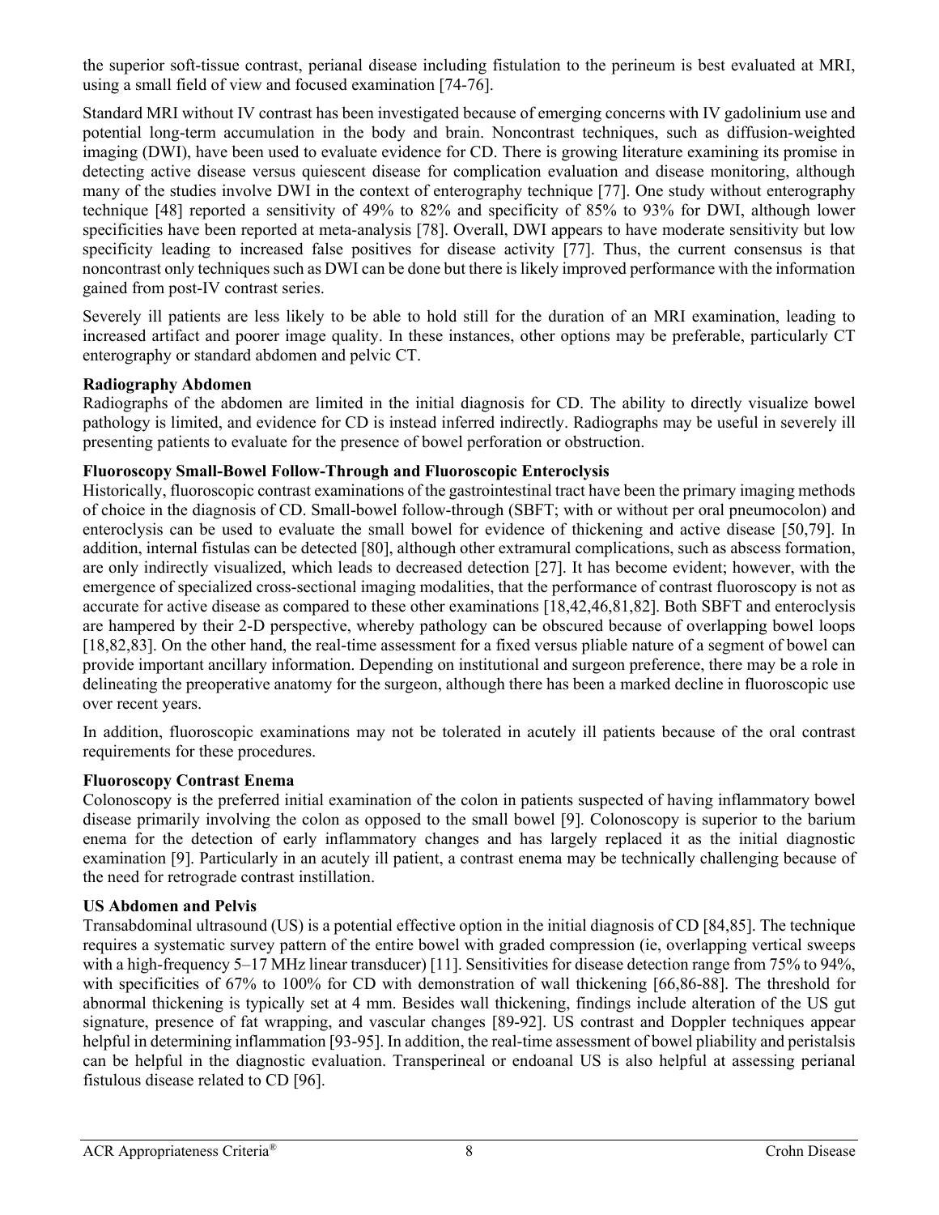the superior soft-tissue contrast, perianal disease including fistulation to the perineum is best evaluated at MRI, using a small field of view and focused examination [74-76].

Standard MRI without IV contrast has been investigated because of emerging concerns with IV gadolinium use and potential long-term accumulation in the body and brain. Noncontrast techniques, such as diffusion-weighted imaging (DWI), have been used to evaluate evidence for CD. There is growing literature examining its promise in detecting active disease versus quiescent disease for complication evaluation and disease monitoring, although many of the studies involve DWI in the context of enterography technique [77]. One study without enterography technique [48] reported a sensitivity of 49% to 82% and specificity of 85% to 93% for DWI, although lower specificities have been reported at meta-analysis [78]. Overall, DWI appears to have moderate sensitivity but low specificity leading to increased false positives for disease activity [77]. Thus, the current consensus is that noncontrast only techniques such as DWI can be done but there is likely improved performance with the information gained from post-IV contrast series.

Severely ill patients are less likely to be able to hold still for the duration of an MRI examination, leading to increased artifact and poorer image quality. In these instances, other options may be preferable, particularly CT enterography or standard abdomen and pelvic CT.

**Radiography Abdomen**

Radiographs of the abdomen are limited in the initial diagnosis for CD. The ability to directly visualize bowel pathology is limited, and evidence for CD is instead inferred indirectly. Radiographs may be useful in severely ill presenting patients to evaluate for the presence of bowel perforation or obstruction.

**Fluoroscopy Small-Bowel Follow-Through and Fluoroscopic Enteroclysis**

Historically, fluoroscopic contrast examinations of the gastrointestinal tract have been the primary imaging methods of choice in the diagnosis of CD. Small-bowel follow-through (SBFT; with or without per oral pneumocolon) and enteroclysis can be used to evaluate the small bowel for evidence of thickening and active disease [50,79]. In addition, internal fistulas can be detected [80], although other extramural complications, such as abscess formation, are only indirectly visualized, which leads to decreased detection [27]. It has become evident; however, with the emergence of specialized cross-sectional imaging modalities, that the performance of contrast fluoroscopy is not as accurate for active disease as compared to these other examinations [18,42,46,81,82]. Both SBFT and enteroclysis are hampered by their 2-D perspective, whereby pathology can be obscured because of overlapping bowel loops [18,82,83]. On the other hand, the real-time assessment for a fixed versus pliable nature of a segment of bowel can provide important ancillary information. Depending on institutional and surgeon preference, there may be a role in delineating the preoperative anatomy for the surgeon, although there has been a marked decline in fluoroscopic use over recent years.

In addition, fluoroscopic examinations may not be tolerated in acutely ill patients because of the oral contrast requirements for these procedures.

**Fluoroscopy Contrast Enema**

Colonoscopy is the preferred initial examination of the colon in patients suspected of having inflammatory bowel disease primarily involving the colon as opposed to the small bowel [9]. Colonoscopy is superior to the barium enema for the detection of early inflammatory changes and has largely replaced it as the initial diagnostic examination [9]. Particularly in an acutely ill patient, a contrast enema may be technically challenging because of the need for retrograde contrast instillation.

**US Abdomen and Pelvis**

Transabdominal ultrasound (US) is a potential effective option in the initial diagnosis of CD [84,85]. The technique requires a systematic survey pattern of the entire bowel with graded compression (ie, overlapping vertical sweeps with a high-frequency 5–17 MHz linear transducer) [11]. Sensitivities for disease detection range from 75% to 94%, with specificities of 67% to 100% for CD with demonstration of wall thickening [66,86-88]. The threshold for abnormal thickening is typically set at 4 mm. Besides wall thickening, findings include alteration of the US gut signature, presence of fat wrapping, and vascular changes [89-92]. US contrast and Doppler techniques appear helpful in determining inflammation [93-95]. In addition, the real-time assessment of bowel pliability and peristalsis can be helpful in the diagnostic evaluation. Transperineal or endoanal US is also helpful at assessing perianal fistulous disease related to CD [96].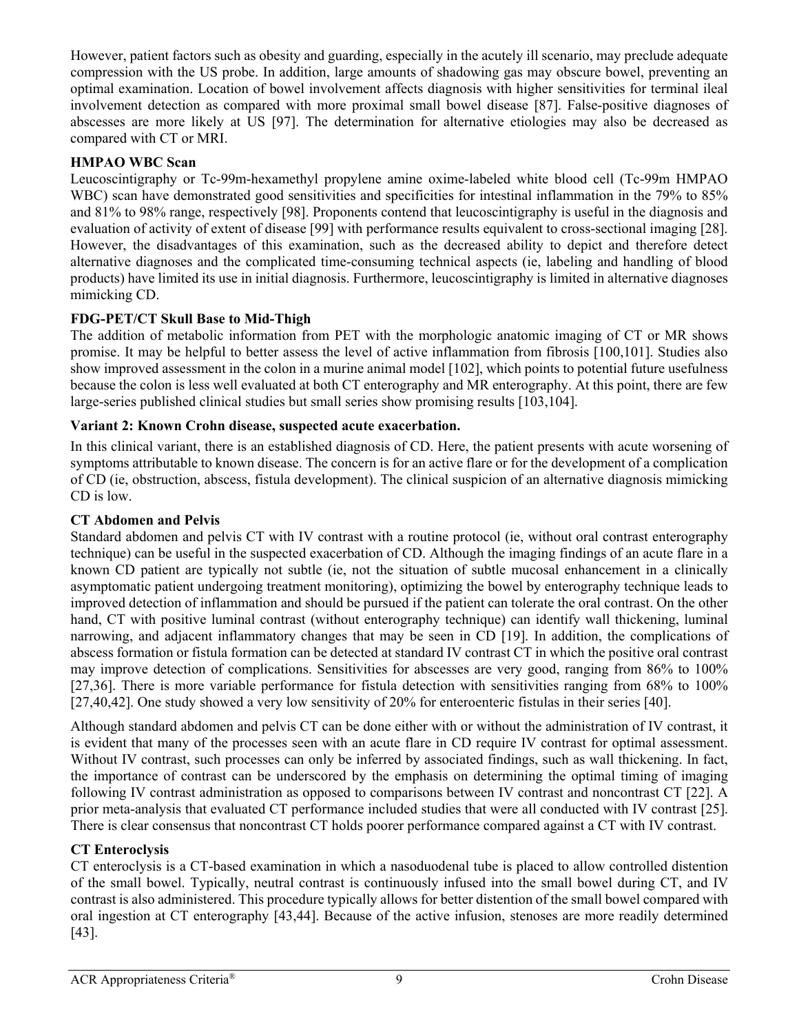However, patient factors such as obesity and guarding, especially in the acutely ill scenario, may preclude adequate compression with the US probe. In addition, large amounts of shadowing gas may obscure bowel, preventing an optimal examination. Location of bowel involvement affects diagnosis with higher sensitivities for terminal ileal involvement detection as compared with more proximal small bowel disease [87]. False-positive diagnoses of abscesses are more likely at US [97]. The determination for alternative etiologies may also be decreased as compared with CT or MRI.

**HMPAO WBC Scan**

Leucoscintigraphy or Tc-99m-hexamethyl propylene amine oxime-labeled white blood cell (Tc-99m HMPAO WBC) scan have demonstrated good sensitivities and specificities for intestinal inflammation in the 79% to 85% and 81% to 98% range, respectively [98]. Proponents contend that leucoscintigraphy is useful in the diagnosis and evaluation of activity of extent of disease [99] with performance results equivalent to cross-sectional imaging [28]. However, the disadvantages of this examination, such as the decreased ability to depict and therefore detect alternative diagnoses and the complicated time-consuming technical aspects (ie, labeling and handling of blood products) have limited its use in initial diagnosis. Furthermore, leucoscintigraphy is limited in alternative diagnoses mimicking CD.

**FDG-PET/CT Skull Base to Mid-Thigh**

The addition of metabolic information from PET with the morphologic anatomic imaging of CT or MR shows promise. It may be helpful to better assess the level of active inflammation from fibrosis [100,101]. Studies also show improved assessment in the colon in a murine animal model [102], which points to potential future usefulness because the colon is less well evaluated at both CT enterography and MR enterography. At this point, there are few large-series published clinical studies but small series show promising results [103,104].

**Variant 2: Known Crohn disease, suspected acute exacerbation.**

In this clinical variant, there is an established diagnosis of CD. Here, the patient presents with acute worsening of symptoms attributable to known disease. The concern is for an active flare or for the development of a complication of CD (ie, obstruction, abscess, fistula development). The clinical suspicion of an alternative diagnosis mimicking CD is low.

**CT Abdomen and Pelvis**

Standard abdomen and pelvis CT with IV contrast with a routine protocol (ie, without oral contrast enterography technique) can be useful in the suspected exacerbation of CD. Although the imaging findings of an acute flare in a known CD patient are typically not subtle (ie, not the situation of subtle mucosal enhancement in a clinically asymptomatic patient undergoing treatment monitoring), optimizing the bowel by enterography technique leads to improved detection of inflammation and should be pursued if the patient can tolerate the oral contrast. On the other hand, CT with positive luminal contrast (without enterography technique) can identify wall thickening, luminal narrowing, and adjacent inflammatory changes that may be seen in CD [19]. In addition, the complications of abscess formation or fistula formation can be detected at standard IV contrast CT in which the positive oral contrast may improve detection of complications. Sensitivities for abscesses are very good, ranging from 86% to 100% [27,36]. There is more variable performance for fistula detection with sensitivities ranging from 68% to 100% [27,40,42]. One study showed a very low sensitivity of 20% for enteroenteric fistulas in their series [40].

Although standard abdomen and pelvis CT can be done either with or without the administration of IV contrast, it is evident that many of the processes seen with an acute flare in CD require IV contrast for optimal assessment. Without IV contrast, such processes can only be inferred by associated findings, such as wall thickening. In fact, the importance of contrast can be underscored by the emphasis on determining the optimal timing of imaging following IV contrast administration as opposed to comparisons between IV contrast and noncontrast CT [22]. A prior meta-analysis that evaluated CT performance included studies that were all conducted with IV contrast [25]. There is clear consensus that noncontrast CT holds poorer performance compared against a CT with IV contrast.

**CT Enteroclysis**

CT enteroclysis is a CT-based examination in which a nasoduodenal tube is placed to allow controlled distention of the small bowel. Typically, neutral contrast is continuously infused into the small bowel during CT, and IV contrast is also administered. This procedure typically allows for better distention of the small bowel compared with oral ingestion at CT enterography [43,44]. Because of the active infusion, stenoses are more readily determined [43].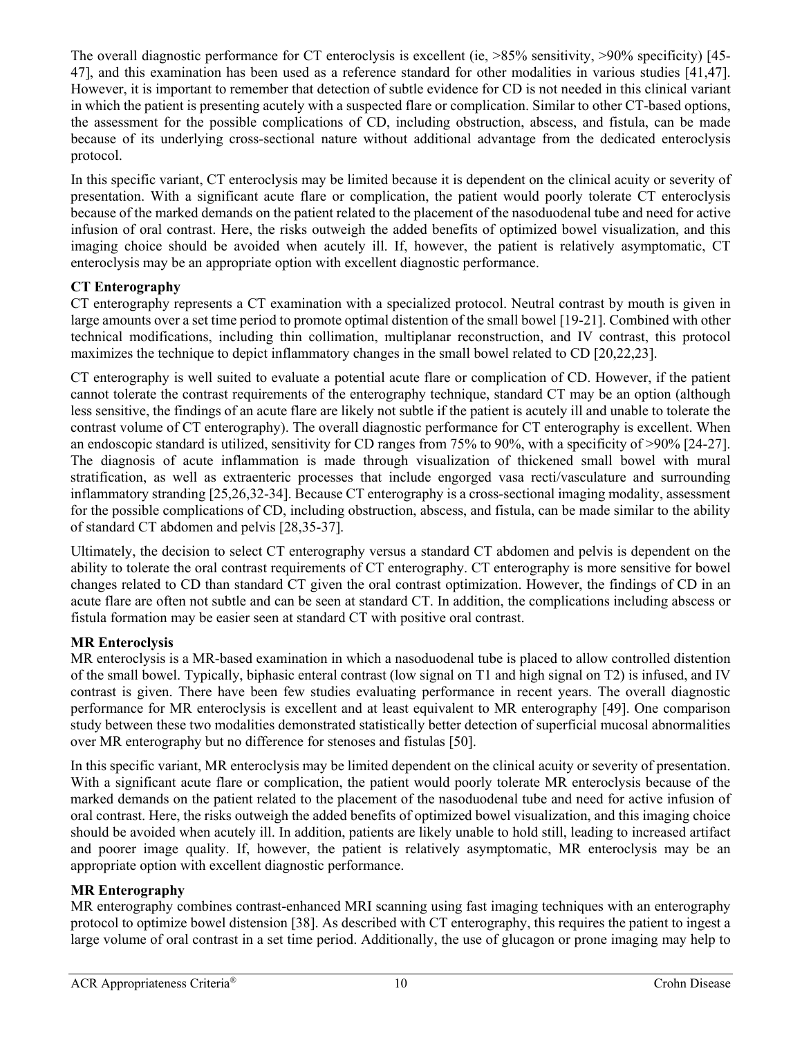The overall diagnostic performance for CT enteroclysis is excellent (ie, >85% sensitivity, >90% specificity) [45-47], and this examination has been used as a reference standard for other modalities in various studies [41,47]. However, it is important to remember that detection of subtle evidence for CD is not needed in this clinical variant in which the patient is presenting acutely with a suspected flare or complication. Similar to other CT-based options, the assessment for the possible complications of CD, including obstruction, abscess, and fistula, can be made because of its underlying cross-sectional nature without additional advantage from the dedicated enteroclysis protocol.

In this specific variant, CT enteroclysis may be limited because it is dependent on the clinical acuity or severity of presentation. With a significant acute flare or complication, the patient would poorly tolerate CT enteroclysis because of the marked demands on the patient related to the placement of the nasoduodenal tube and need for active infusion of oral contrast. Here, the risks outweigh the added benefits of optimized bowel visualization, and this imaging choice should be avoided when acutely ill. If, however, the patient is relatively asymptomatic, CT enteroclysis may be an appropriate option with excellent diagnostic performance.

**CT Enterography**

CT enterography represents a CT examination with a specialized protocol. Neutral contrast by mouth is given in large amounts over a set time period to promote optimal distention of the small bowel [19-21]. Combined with other technical modifications, including thin collimation, multiplanar reconstruction, and IV contrast, this protocol maximizes the technique to depict inflammatory changes in the small bowel related to CD [20,22,23].

CT enterography is well suited to evaluate a potential acute flare or complication of CD. However, if the patient cannot tolerate the contrast requirements of the enterography technique, standard CT may be an option (although less sensitive, the findings of an acute flare are likely not subtle if the patient is acutely ill and unable to tolerate the contrast volume of CT enterography). The overall diagnostic performance for CT enterography is excellent. When an endoscopic standard is utilized, sensitivity for CD ranges from 75% to 90%, with a specificity of >90% [24-27]. The diagnosis of acute inflammation is made through visualization of thickened small bowel with mural stratification, as well as extraenteric processes that include engorged vasa recti/vasculature and surrounding inflammatory stranding [25,26,32-34]. Because CT enterography is a cross-sectional imaging modality, assessment for the possible complications of CD, including obstruction, abscess, and fistula, can be made similar to the ability of standard CT abdomen and pelvis [28,35-37].

Ultimately, the decision to select CT enterography versus a standard CT abdomen and pelvis is dependent on the ability to tolerate the oral contrast requirements of CT enterography. CT enterography is more sensitive for bowel changes related to CD than standard CT given the oral contrast optimization. However, the findings of CD in an acute flare are often not subtle and can be seen at standard CT. In addition, the complications including abscess or fistula formation may be easier seen at standard CT with positive oral contrast.

**MR Enteroclysis**

MR enteroclysis is a MR-based examination in which a nasoduodenal tube is placed to allow controlled distention of the small bowel. Typically, biphasic enteral contrast (low signal on T1 and high signal on T2) is infused, and IV contrast is given. There have been few studies evaluating performance in recent years. The overall diagnostic performance for MR enteroclysis is excellent and at least equivalent to MR enterography [49]. One comparison study between these two modalities demonstrated statistically better detection of superficial mucosal abnormalities over MR enterography but no difference for stenoses and fistulas [50].

In this specific variant, MR enteroclysis may be limited dependent on the clinical acuity or severity of presentation. With a significant acute flare or complication, the patient would poorly tolerate MR enteroclysis because of the marked demands on the patient related to the placement of the nasoduodenal tube and need for active infusion of oral contrast. Here, the risks outweigh the added benefits of optimized bowel visualization, and this imaging choice should be avoided when acutely ill. In addition, patients are likely unable to hold still, leading to increased artifact and poorer image quality. If, however, the patient is relatively asymptomatic, MR enteroclysis may be an appropriate option with excellent diagnostic performance.

**MR Enterography**

MR enterography combines contrast-enhanced MRI scanning using fast imaging techniques with an enterography protocol to optimize bowel distension [38]. As described with CT enterography, this requires the patient to ingest a large volume of oral contrast in a set time period. Additionally, the use of glucagon or prone imaging may help to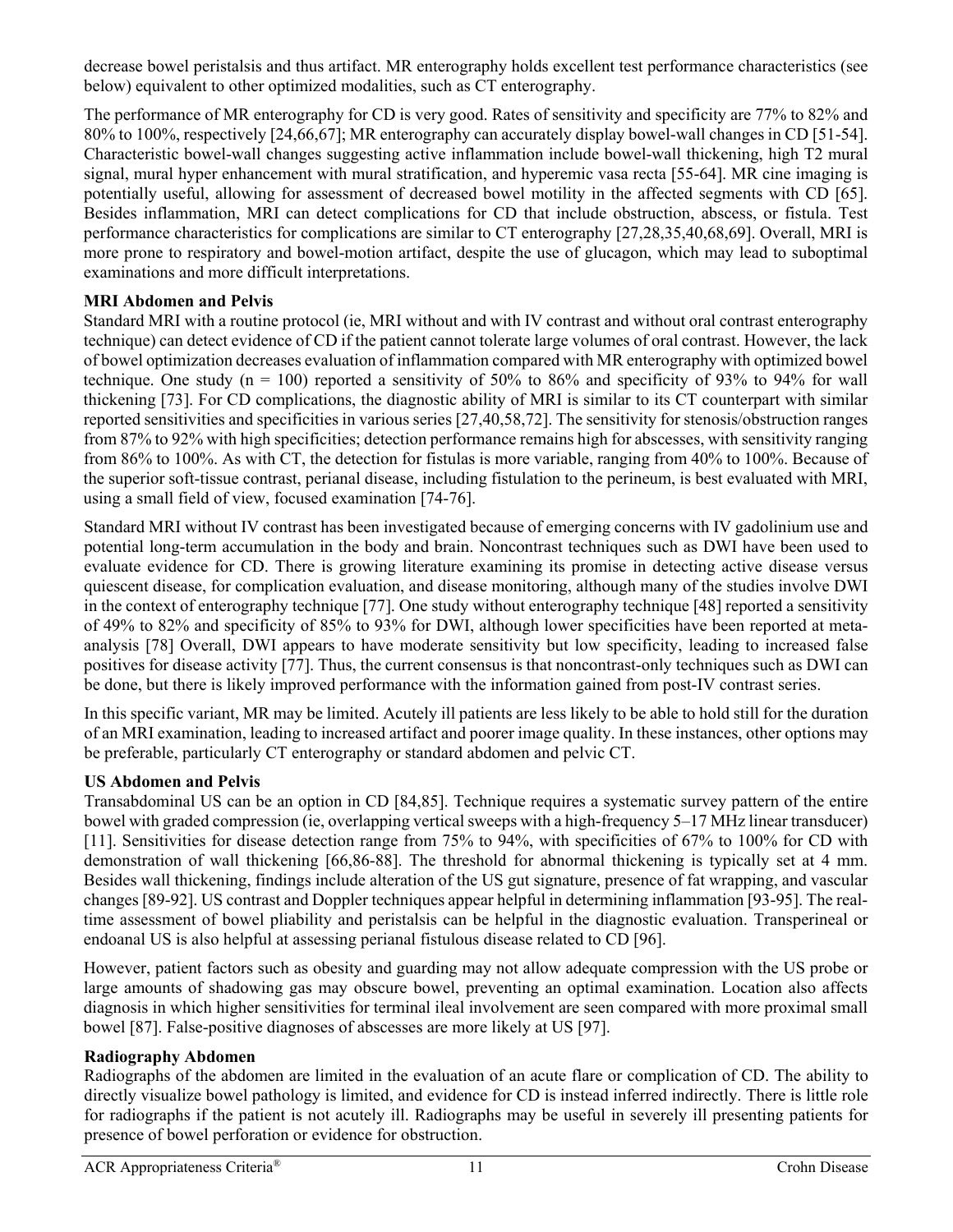decrease bowel peristalsis and thus artifact. MR enterography holds excellent test performance characteristics (see below) equivalent to other optimized modalities, such as CT enterography.

The performance of MR enterography for CD is very good. Rates of sensitivity and specificity are 77% to 82% and 80% to 100%, respectively [24,66,67]; MR enterography can accurately display bowel-wall changes in CD [51-54]. Characteristic bowel-wall changes suggesting active inflammation include bowel-wall thickening, high T2 mural signal, mural hyper enhancement with mural stratification, and hyperemic vasa recta [55-64]. MR cine imaging is potentially useful, allowing for assessment of decreased bowel motility in the affected segments with CD [65]. Besides inflammation, MRI can detect complications for CD that include obstruction, abscess, or fistula. Test performance characteristics for complications are similar to CT enterography [27,28,35,40,68,69]. Overall, MRI is more prone to respiratory and bowel-motion artifact, despite the use of glucagon, which may lead to suboptimal examinations and more difficult interpretations.

**MRI Abdomen and Pelvis**

Standard MRI with a routine protocol (ie, MRI without and with IV contrast and without oral contrast enterography technique) can detect evidence of CD if the patient cannot tolerate large volumes of oral contrast. However, the lack of bowel optimization decreases evaluation of inflammation compared with MR enterography with optimized bowel technique. One study (n = 100) reported a sensitivity of 50% to 86% and specificity of 93% to 94% for wall thickening [73]. For CD complications, the diagnostic ability of MRI is similar to its CT counterpart with similar reported sensitivities and specificities in various series [27,40,58,72]. The sensitivity for stenosis/obstruction ranges from 87% to 92% with high specificities; detection performance remains high for abscesses, with sensitivity ranging from 86% to 100%. As with CT, the detection for fistulas is more variable, ranging from 40% to 100%. Because of the superior soft-tissue contrast, perianal disease, including fistulation to the perineum, is best evaluated with MRI, using a small field of view, focused examination [74-76].

Standard MRI without IV contrast has been investigated because of emerging concerns with IV gadolinium use and potential long-term accumulation in the body and brain. Noncontrast techniques such as DWI have been used to evaluate evidence for CD. There is growing literature examining its promise in detecting active disease versus quiescent disease, for complication evaluation, and disease monitoring, although many of the studies involve DWI in the context of enterography technique [77]. One study without enterography technique [48] reported a sensitivity of 49% to 82% and specificity of 85% to 93% for DWI, although lower specificities have been reported at meta-analysis [78] Overall, DWI appears to have moderate sensitivity but low specificity, leading to increased false positives for disease activity [77]. Thus, the current consensus is that noncontrast-only techniques such as DWI can be done, but there is likely improved performance with the information gained from post-IV contrast series.

In this specific variant, MR may be limited. Acutely ill patients are less likely to be able to hold still for the duration of an MRI examination, leading to increased artifact and poorer image quality. In these instances, other options may be preferable, particularly CT enterography or standard abdomen and pelvic CT.

**US Abdomen and Pelvis**

Transabdominal US can be an option in CD [84,85]. Technique requires a systematic survey pattern of the entire bowel with graded compression (ie, overlapping vertical sweeps with a high-frequency 5–17 MHz linear transducer) [11]. Sensitivities for disease detection range from 75% to 94%, with specificities of 67% to 100% for CD with demonstration of wall thickening [66,86-88]. The threshold for abnormal thickening is typically set at 4 mm. Besides wall thickening, findings include alteration of the US gut signature, presence of fat wrapping, and vascular changes [89-92]. US contrast and Doppler techniques appear helpful in determining inflammation [93-95]. The real-time assessment of bowel pliability and peristalsis can be helpful in the diagnostic evaluation. Transperineal or endoanal US is also helpful at assessing perianal fistulous disease related to CD [96].

However, patient factors such as obesity and guarding may not allow adequate compression with the US probe or large amounts of shadowing gas may obscure bowel, preventing an optimal examination. Location also affects diagnosis in which higher sensitivities for terminal ileal involvement are seen compared with more proximal small bowel [87]. False-positive diagnoses of abscesses are more likely at US [97].

**Radiography Abdomen**

Radiographs of the abdomen are limited in the evaluation of an acute flare or complication of CD. The ability to directly visualize bowel pathology is limited, and evidence for CD is instead inferred indirectly. There is little role for radiographs if the patient is not acutely ill. Radiographs may be useful in severely ill presenting patients for presence of bowel perforation or evidence for obstruction.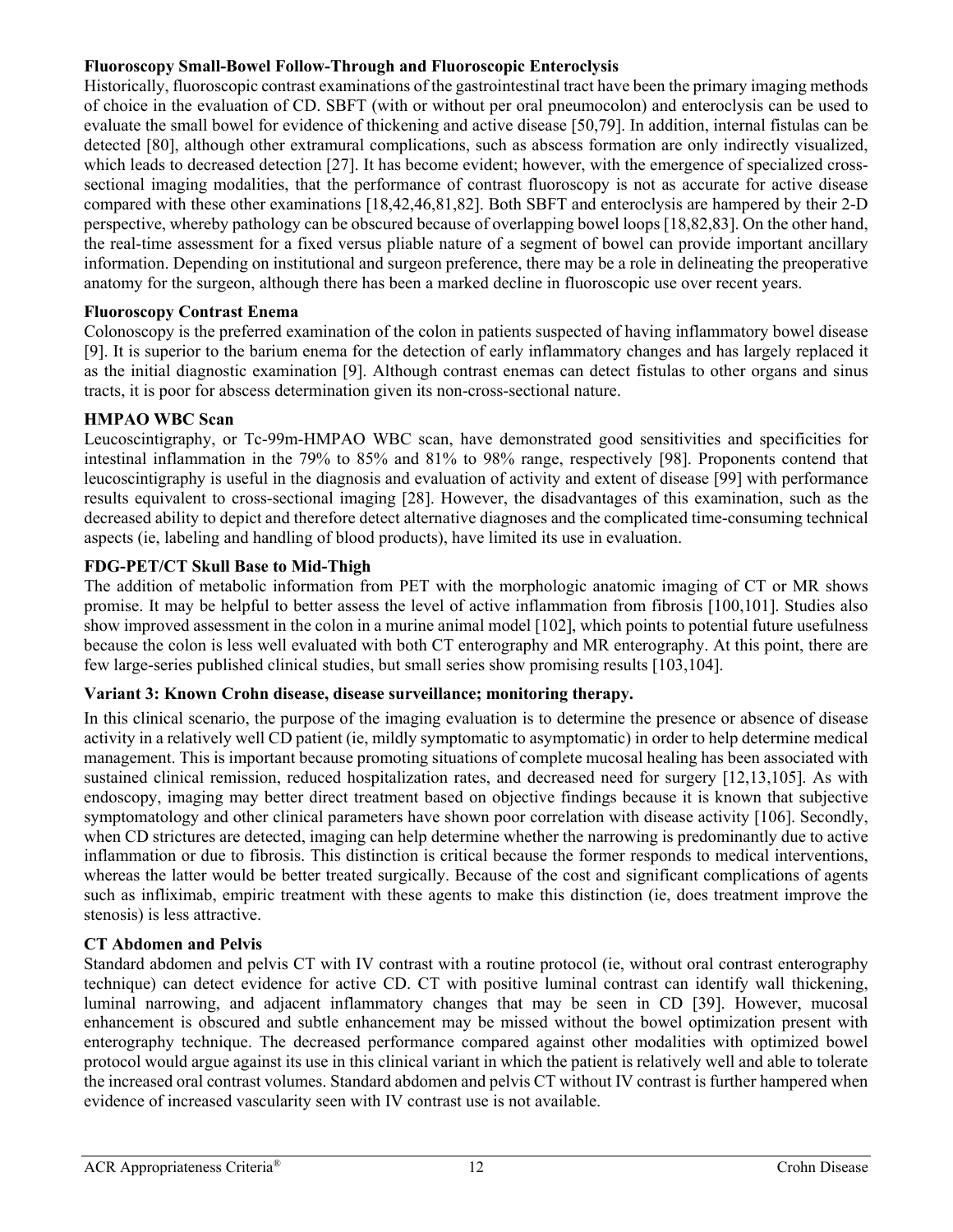**Fluoroscopy Small-Bowel Follow-Through and Fluoroscopic Enteroclysis**

Historically, fluoroscopic contrast examinations of the gastrointestinal tract have been the primary imaging methods of choice in the evaluation of CD. SBFT (with or without per oral pneumocolon) and enteroclysis can be used to evaluate the small bowel for evidence of thickening and active disease [50,79]. In addition, internal fistulas can be detected [80], although other extramural complications, such as abscess formation are only indirectly visualized, which leads to decreased detection [27]. It has become evident; however, with the emergence of specialized cross-sectional imaging modalities, that the performance of contrast fluoroscopy is not as accurate for active disease compared with these other examinations [18,42,46,81,82]. Both SBFT and enteroclysis are hampered by their 2-D perspective, whereby pathology can be obscured because of overlapping bowel loops [18,82,83]. On the other hand, the real-time assessment for a fixed versus pliable nature of a segment of bowel can provide important ancillary information. Depending on institutional and surgeon preference, there may be a role in delineating the preoperative anatomy for the surgeon, although there has been a marked decline in fluoroscopic use over recent years.

**Fluoroscopy Contrast Enema**

Colonoscopy is the preferred examination of the colon in patients suspected of having inflammatory bowel disease [9]. It is superior to the barium enema for the detection of early inflammatory changes and has largely replaced it as the initial diagnostic examination [9]. Although contrast enemas can detect fistulas to other organs and sinus tracts, it is poor for abscess determination given its non-cross-sectional nature.

**HMPAO WBC Scan**

Leucoscintigraphy, or Tc-99m-HMPAO WBC scan, have demonstrated good sensitivities and specificities for intestinal inflammation in the 79% to 85% and 81% to 98% range, respectively [98]. Proponents contend that leucoscintigraphy is useful in the diagnosis and evaluation of activity and extent of disease [99] with performance results equivalent to cross-sectional imaging [28]. However, the disadvantages of this examination, such as the decreased ability to depict and therefore detect alternative diagnoses and the complicated time-consuming technical aspects (ie, labeling and handling of blood products), have limited its use in evaluation.

**FDG-PET/CT Skull Base to Mid-Thigh**

The addition of metabolic information from PET with the morphologic anatomic imaging of CT or MR shows promise. It may be helpful to better assess the level of active inflammation from fibrosis [100,101]. Studies also show improved assessment in the colon in a murine animal model [102], which points to potential future usefulness because the colon is less well evaluated with both CT enterography and MR enterography. At this point, there are few large-series published clinical studies, but small series show promising results [103,104].

**Variant 3: Known Crohn disease, disease surveillance; monitoring therapy.**

In this clinical scenario, the purpose of the imaging evaluation is to determine the presence or absence of disease activity in a relatively well CD patient (ie, mildly symptomatic to asymptomatic) in order to help determine medical management. This is important because promoting situations of complete mucosal healing has been associated with sustained clinical remission, reduced hospitalization rates, and decreased need for surgery [12,13,105]. As with endoscopy, imaging may better direct treatment based on objective findings because it is known that subjective symptomatology and other clinical parameters have shown poor correlation with disease activity [106]. Secondly, when CD strictures are detected, imaging can help determine whether the narrowing is predominantly due to active inflammation or due to fibrosis. This distinction is critical because the former responds to medical interventions, whereas the latter would be better treated surgically. Because of the cost and significant complications of agents such as infliximab, empiric treatment with these agents to make this distinction (ie, does treatment improve the stenosis) is less attractive.

**CT Abdomen and Pelvis**

Standard abdomen and pelvis CT with IV contrast with a routine protocol (ie, without oral contrast enterography technique) can detect evidence for active CD. CT with positive luminal contrast can identify wall thickening, luminal narrowing, and adjacent inflammatory changes that may be seen in CD [39]. However, mucosal enhancement is obscured and subtle enhancement may be missed without the bowel optimization present with enterography technique. The decreased performance compared against other modalities with optimized bowel protocol would argue against its use in this clinical variant in which the patient is relatively well and able to tolerate the increased oral contrast volumes. Standard abdomen and pelvis CT without IV contrast is further hampered when evidence of increased vascularity seen with IV contrast use is not available.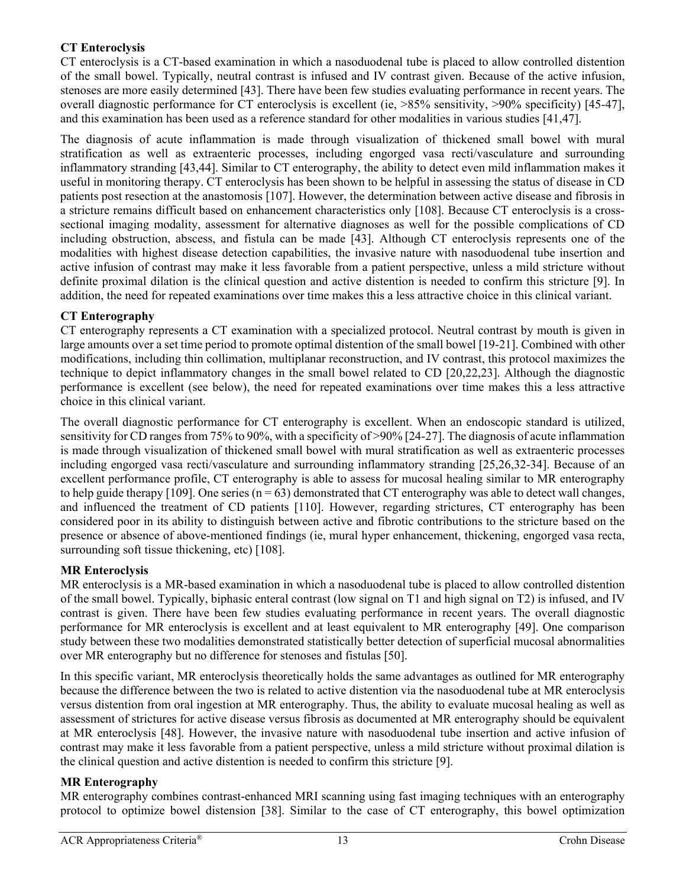**CT Enteroclysis**

CT enteroclysis is a CT-based examination in which a nasoduodenal tube is placed to allow controlled distention of the small bowel. Typically, neutral contrast is infused and IV contrast given. Because of the active infusion, stenoses are more easily determined [43]. There have been few studies evaluating performance in recent years. The overall diagnostic performance for CT enteroclysis is excellent (ie, >85% sensitivity, >90% specificity) [45-47], and this examination has been used as a reference standard for other modalities in various studies [41,47].

The diagnosis of acute inflammation is made through visualization of thickened small bowel with mural stratification as well as extraenteric processes, including engorged vasa recti/vasculature and surrounding inflammatory stranding [43,44]. Similar to CT enterography, the ability to detect even mild inflammation makes it useful in monitoring therapy. CT enteroclysis has been shown to be helpful in assessing the status of disease in CD patients post resection at the anastomosis [107]. However, the determination between active disease and fibrosis in a stricture remains difficult based on enhancement characteristics only [108]. Because CT enteroclysis is a cross-sectional imaging modality, assessment for alternative diagnoses as well for the possible complications of CD including obstruction, abscess, and fistula can be made [43]. Although CT enteroclysis represents one of the modalities with highest disease detection capabilities, the invasive nature with nasoduodenal tube insertion and active infusion of contrast may make it less favorable from a patient perspective, unless a mild stricture without definite proximal dilation is the clinical question and active distention is needed to confirm this stricture [9]. In addition, the need for repeated examinations over time makes this a less attractive choice in this clinical variant.

**CT Enterography**

CT enterography represents a CT examination with a specialized protocol. Neutral contrast by mouth is given in large amounts over a set time period to promote optimal distention of the small bowel [19-21]. Combined with other modifications, including thin collimation, multiplanar reconstruction, and IV contrast, this protocol maximizes the technique to depict inflammatory changes in the small bowel related to CD [20,22,23]. Although the diagnostic performance is excellent (see below), the need for repeated examinations over time makes this a less attractive choice in this clinical variant.

The overall diagnostic performance for CT enterography is excellent. When an endoscopic standard is utilized, sensitivity for CD ranges from 75% to 90%, with a specificity of >90% [24-27]. The diagnosis of acute inflammation is made through visualization of thickened small bowel with mural stratification as well as extraenteric processes including engorged vasa recti/vasculature and surrounding inflammatory stranding [25,26,32-34]. Because of an excellent performance profile, CT enterography is able to assess for mucosal healing similar to MR enterography to help guide therapy [109]. One series (n = 63) demonstrated that CT enterography was able to detect wall changes, and influenced the treatment of CD patients [110]. However, regarding strictures, CT enterography has been considered poor in its ability to distinguish between active and fibrotic contributions to the stricture based on the presence or absence of above-mentioned findings (ie, mural hyper enhancement, thickening, engorged vasa recta, surrounding soft tissue thickening, etc) [108].

**MR Enteroclysis**

MR enteroclysis is a MR-based examination in which a nasoduodenal tube is placed to allow controlled distention of the small bowel. Typically, biphasic enteral contrast (low signal on T1 and high signal on T2) is infused, and IV contrast is given. There have been few studies evaluating performance in recent years. The overall diagnostic performance for MR enteroclysis is excellent and at least equivalent to MR enterography [49]. One comparison study between these two modalities demonstrated statistically better detection of superficial mucosal abnormalities over MR enterography but no difference for stenoses and fistulas [50].

In this specific variant, MR enteroclysis theoretically holds the same advantages as outlined for MR enterography because the difference between the two is related to active distention via the nasoduodenal tube at MR enteroclysis versus distention from oral ingestion at MR enterography. Thus, the ability to evaluate mucosal healing as well as assessment of strictures for active disease versus fibrosis as documented at MR enterography should be equivalent at MR enteroclysis [48]. However, the invasive nature with nasoduodenal tube insertion and active infusion of contrast may make it less favorable from a patient perspective, unless a mild stricture without proximal dilation is the clinical question and active distention is needed to confirm this stricture [9].

**MR Enterography**

MR enterography combines contrast-enhanced MRI scanning using fast imaging techniques with an enterography protocol to optimize bowel distension [38]. Similar to the case of CT enterography, this bowel optimization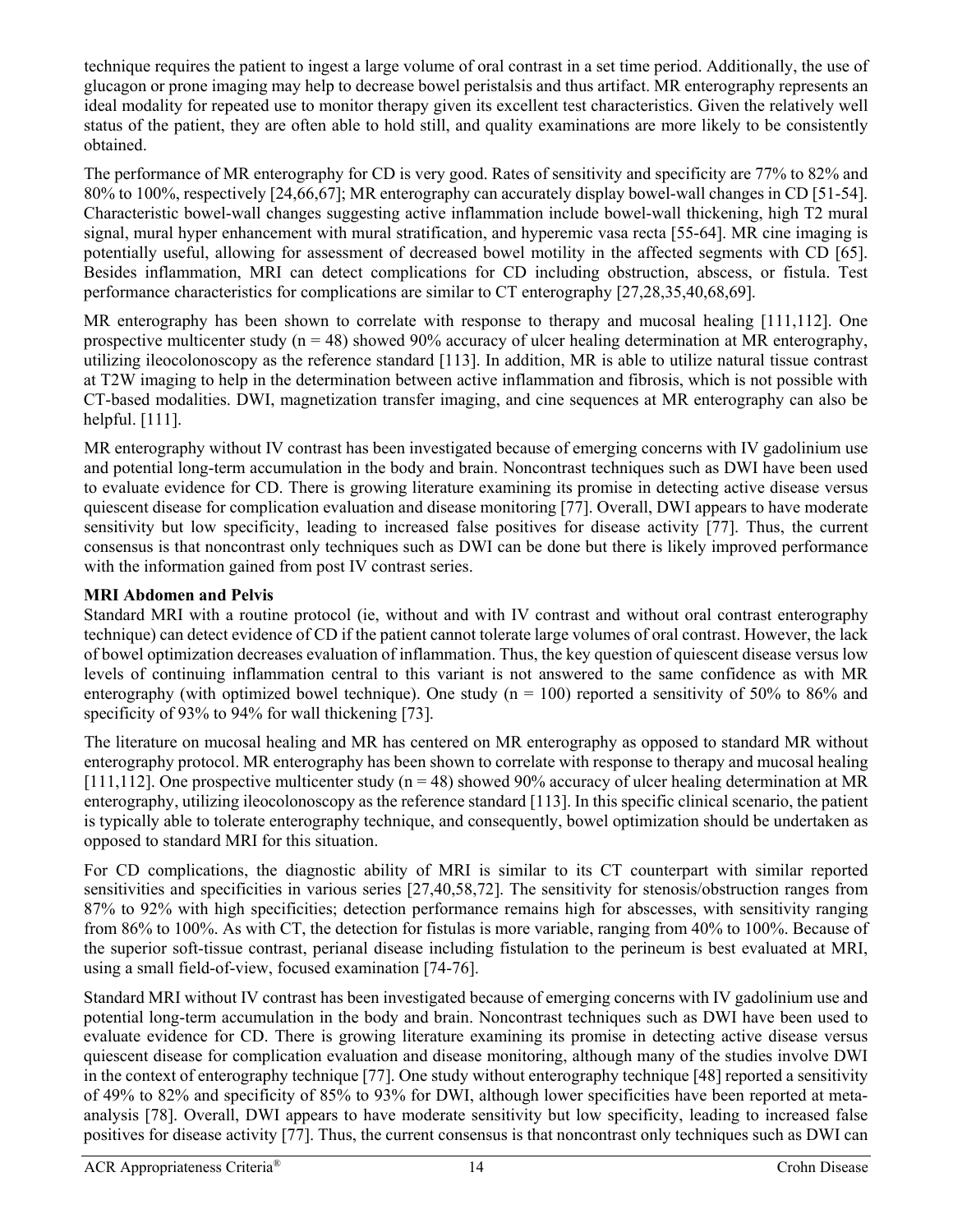technique requires the patient to ingest a large volume of oral contrast in a set time period. Additionally, the use of glucagon or prone imaging may help to decrease bowel peristalsis and thus artifact. MR enterography represents an ideal modality for repeated use to monitor therapy given its excellent test characteristics. Given the relatively well status of the patient, they are often able to hold still, and quality examinations are more likely to be consistently obtained.

The performance of MR enterography for CD is very good. Rates of sensitivity and specificity are 77% to 82% and 80% to 100%, respectively [24,66,67]; MR enterography can accurately display bowel-wall changes in CD [51-54]. Characteristic bowel-wall changes suggesting active inflammation include bowel-wall thickening, high T2 mural signal, mural hyper enhancement with mural stratification, and hyperemic vasa recta [55-64]. MR cine imaging is potentially useful, allowing for assessment of decreased bowel motility in the affected segments with CD [65]. Besides inflammation, MRI can detect complications for CD including obstruction, abscess, or fistula. Test performance characteristics for complications are similar to CT enterography [27,28,35,40,68,69].

MR enterography has been shown to correlate with response to therapy and mucosal healing [111,112]. One prospective multicenter study (n = 48) showed 90% accuracy of ulcer healing determination at MR enterography, utilizing ileocolonoscopy as the reference standard [113]. In addition, MR is able to utilize natural tissue contrast at T2W imaging to help in the determination between active inflammation and fibrosis, which is not possible with CT-based modalities. DWI, magnetization transfer imaging, and cine sequences at MR enterography can also be helpful. [111].

MR enterography without IV contrast has been investigated because of emerging concerns with IV gadolinium use and potential long-term accumulation in the body and brain. Noncontrast techniques such as DWI have been used to evaluate evidence for CD. There is growing literature examining its promise in detecting active disease versus quiescent disease for complication evaluation and disease monitoring [77]. Overall, DWI appears to have moderate sensitivity but low specificity, leading to increased false positives for disease activity [77]. Thus, the current consensus is that noncontrast only techniques such as DWI can be done but there is likely improved performance with the information gained from post IV contrast series.

**MRI Abdomen and Pelvis**

Standard MRI with a routine protocol (ie, without and with IV contrast and without oral contrast enterography technique) can detect evidence of CD if the patient cannot tolerate large volumes of oral contrast. However, the lack of bowel optimization decreases evaluation of inflammation. Thus, the key question of quiescent disease versus low levels of continuing inflammation central to this variant is not answered to the same confidence as with MR enterography (with optimized bowel technique). One study (n = 100) reported a sensitivity of 50% to 86% and specificity of 93% to 94% for wall thickening [73].

The literature on mucosal healing and MR has centered on MR enterography as opposed to standard MR without enterography protocol. MR enterography has been shown to correlate with response to therapy and mucosal healing [111,112]. One prospective multicenter study (n = 48) showed 90% accuracy of ulcer healing determination at MR enterography, utilizing ileocolonoscopy as the reference standard [113]. In this specific clinical scenario, the patient is typically able to tolerate enterography technique, and consequently, bowel optimization should be undertaken as opposed to standard MRI for this situation.

For CD complications, the diagnostic ability of MRI is similar to its CT counterpart with similar reported sensitivities and specificities in various series [27,40,58,72]. The sensitivity for stenosis/obstruction ranges from 87% to 92% with high specificities; detection performance remains high for abscesses, with sensitivity ranging from 86% to 100%. As with CT, the detection for fistulas is more variable, ranging from 40% to 100%. Because of the superior soft-tissue contrast, perianal disease including fistulation to the perineum is best evaluated at MRI, using a small field-of-view, focused examination [74-76].

Standard MRI without IV contrast has been investigated because of emerging concerns with IV gadolinium use and potential long-term accumulation in the body and brain. Noncontrast techniques such as DWI have been used to evaluate evidence for CD. There is growing literature examining its promise in detecting active disease versus quiescent disease for complication evaluation and disease monitoring, although many of the studies involve DWI in the context of enterography technique [77]. One study without enterography technique [48] reported a sensitivity of 49% to 82% and specificity of 85% to 93% for DWI, although lower specificities have been reported at meta-analysis [78]. Overall, DWI appears to have moderate sensitivity but low specificity, leading to increased false positives for disease activity [77]. Thus, the current consensus is that noncontrast only techniques such as DWI can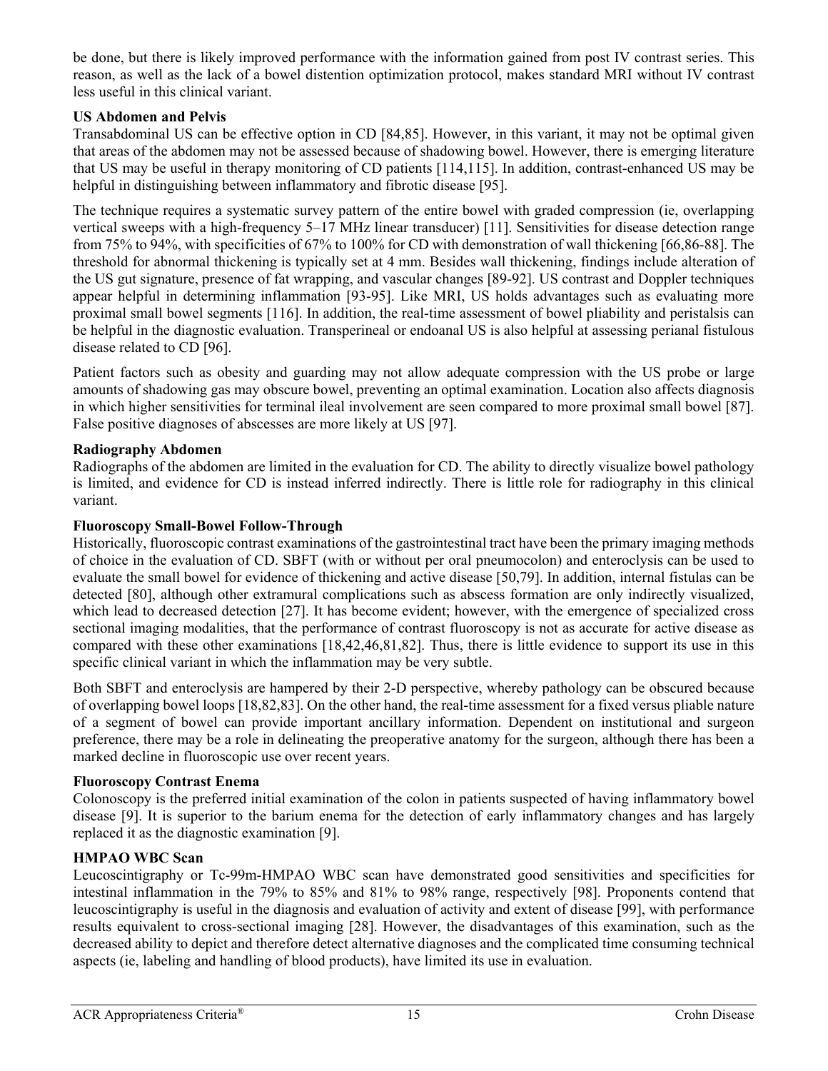be done, but there is likely improved performance with the information gained from post IV contrast series. This reason, as well as the lack of a bowel distention optimization protocol, makes standard MRI without IV contrast less useful in this clinical variant.

**US Abdomen and Pelvis**

Transabdominal US can be effective option in CD [84,85]. However, in this variant, it may not be optimal given that areas of the abdomen may not be assessed because of shadowing bowel. However, there is emerging literature that US may be useful in therapy monitoring of CD patients [114,115]. In addition, contrast-enhanced US may be helpful in distinguishing between inflammatory and fibrotic disease [95].

The technique requires a systematic survey pattern of the entire bowel with graded compression (ie, overlapping vertical sweeps with a high-frequency 5–17 MHz linear transducer) [11]. Sensitivities for disease detection range from 75% to 94%, with specificities of 67% to 100% for CD with demonstration of wall thickening [66,86-88]. The threshold for abnormal thickening is typically set at 4 mm. Besides wall thickening, findings include alteration of the US gut signature, presence of fat wrapping, and vascular changes [89-92]. US contrast and Doppler techniques appear helpful in determining inflammation [93-95]. Like MRI, US holds advantages such as evaluating more proximal small bowel segments [116]. In addition, the real-time assessment of bowel pliability and peristalsis can be helpful in the diagnostic evaluation. Transperineal or endoanal US is also helpful at assessing perianal fistulous disease related to CD [96].

Patient factors such as obesity and guarding may not allow adequate compression with the US probe or large amounts of shadowing gas may obscure bowel, preventing an optimal examination. Location also affects diagnosis in which higher sensitivities for terminal ileal involvement are seen compared to more proximal small bowel [87]. False positive diagnoses of abscesses are more likely at US [97].

**Radiography Abdomen**

Radiographs of the abdomen are limited in the evaluation for CD. The ability to directly visualize bowel pathology is limited, and evidence for CD is instead inferred indirectly. There is little role for radiography in this clinical variant.

**Fluoroscopy Small-Bowel Follow-Through**

Historically, fluoroscopic contrast examinations of the gastrointestinal tract have been the primary imaging methods of choice in the evaluation of CD. SBFT (with or without per oral pneumocolon) and enteroclysis can be used to evaluate the small bowel for evidence of thickening and active disease [50,79]. In addition, internal fistulas can be detected [80], although other extramural complications such as abscess formation are only indirectly visualized, which lead to decreased detection [27]. It has become evident; however, with the emergence of specialized cross sectional imaging modalities, that the performance of contrast fluoroscopy is not as accurate for active disease as compared with these other examinations [18,42,46,81,82]. Thus, there is little evidence to support its use in this specific clinical variant in which the inflammation may be very subtle.

Both SBFT and enteroclysis are hampered by their 2-D perspective, whereby pathology can be obscured because of overlapping bowel loops [18,82,83]. On the other hand, the real-time assessment for a fixed versus pliable nature of a segment of bowel can provide important ancillary information. Dependent on institutional and surgeon preference, there may be a role in delineating the preoperative anatomy for the surgeon, although there has been a marked decline in fluoroscopic use over recent years.

**Fluoroscopy Contrast Enema**

Colonoscopy is the preferred initial examination of the colon in patients suspected of having inflammatory bowel disease [9]. It is superior to the barium enema for the detection of early inflammatory changes and has largely replaced it as the diagnostic examination [9].

**HMPAO WBC Scan**

Leucoscintigraphy or Tc-99m-HMPAO WBC scan have demonstrated good sensitivities and specificities for intestinal inflammation in the 79% to 85% and 81% to 98% range, respectively [98]. Proponents contend that leucoscintigraphy is useful in the diagnosis and evaluation of activity and extent of disease [99], with performance results equivalent to cross-sectional imaging [28]. However, the disadvantages of this examination, such as the decreased ability to depict and therefore detect alternative diagnoses and the complicated time consuming technical aspects (ie, labeling and handling of blood products), have limited its use in evaluation.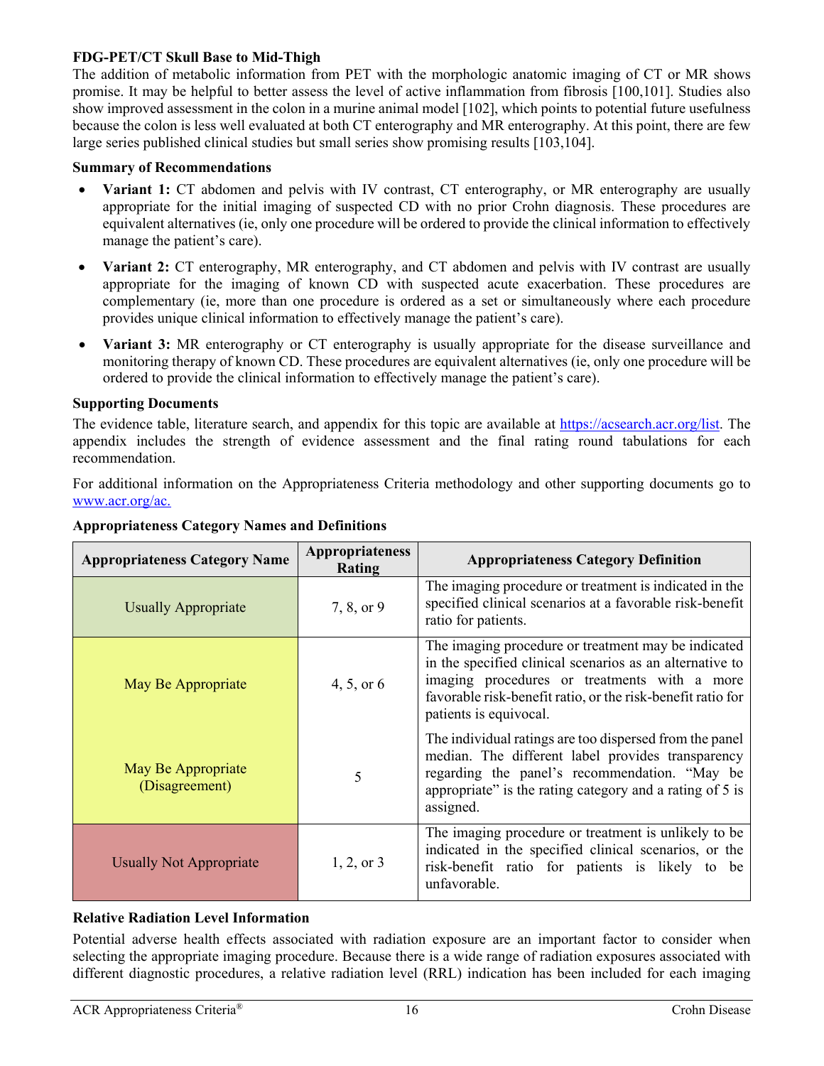### FDG-PET/CT Skull Base to Mid-Thigh

The addition of metabolic information from PET with the morphologic anatomic imaging of CT or MR shows promise. It may be helpful to better assess the level of active inflammation from fibrosis [100,101]. Studies also show improved assessment in the colon in a murine animal model [102], which points to potential future usefulness because the colon is less well evaluated at both CT enterography and MR enterography. At this point, there are few large series published clinical studies but small series show promising results [103,104].

### Summary of Recommendations

- **Variant 1:** CT abdomen and pelvis with IV contrast, CT enterography, or MR enterography are usually appropriate for the initial imaging of suspected CD with no prior Crohn diagnosis. These procedures are equivalent alternatives (ie, only one procedure will be ordered to provide the clinical information to effectively manage the patient's care).
- **Variant 2:** CT enterography, MR enterography, and CT abdomen and pelvis with IV contrast are usually appropriate for the imaging of known CD with suspected acute exacerbation. These procedures are complementary (ie, more than one procedure is ordered as a set or simultaneously where each procedure provides unique clinical information to effectively manage the patient's care).
- **Variant 3:** MR enterography or CT enterography is usually appropriate for the disease surveillance and monitoring therapy of known CD. These procedures are equivalent alternatives (ie, only one procedure will be ordered to provide the clinical information to effectively manage the patient's care).

### Supporting Documents

The evidence table, literature search, and appendix for this topic are available at https://acsearch.acr.org/list. The appendix includes the strength of evidence assessment and the final rating round tabulations for each recommendation.

For additional information on the Appropriateness Criteria methodology and other supporting documents go to www.acr.org/ac.

### Appropriateness Category Names and Definitions

| Appropriateness Category Name | Appropriateness Rating | Appropriateness Category Definition |
|---|---|---|
| Usually Appropriate | 7, 8, or 9 | The imaging procedure or treatment is indicated in the specified clinical scenarios at a favorable risk-benefit ratio for patients. |
| May Be Appropriate | 4, 5, or 6 | The imaging procedure or treatment may be indicated in the specified clinical scenarios as an alternative to imaging procedures or treatments with a more favorable risk-benefit ratio, or the risk-benefit ratio for patients is equivocal. |
| May Be Appropriate (Disagreement) | 5 | The individual ratings are too dispersed from the panel median. The different label provides transparency regarding the panel's recommendation. "May be appropriate" is the rating category and a rating of 5 is assigned. |
| Usually Not Appropriate | 1, 2, or 3 | The imaging procedure or treatment is unlikely to be indicated in the specified clinical scenarios, or the risk-benefit ratio for patients is likely to be unfavorable. |

### Relative Radiation Level Information

Potential adverse health effects associated with radiation exposure are an important factor to consider when selecting the appropriate imaging procedure. Because there is a wide range of radiation exposures associated with different diagnostic procedures, a relative radiation level (RRL) indication has been included for each imaging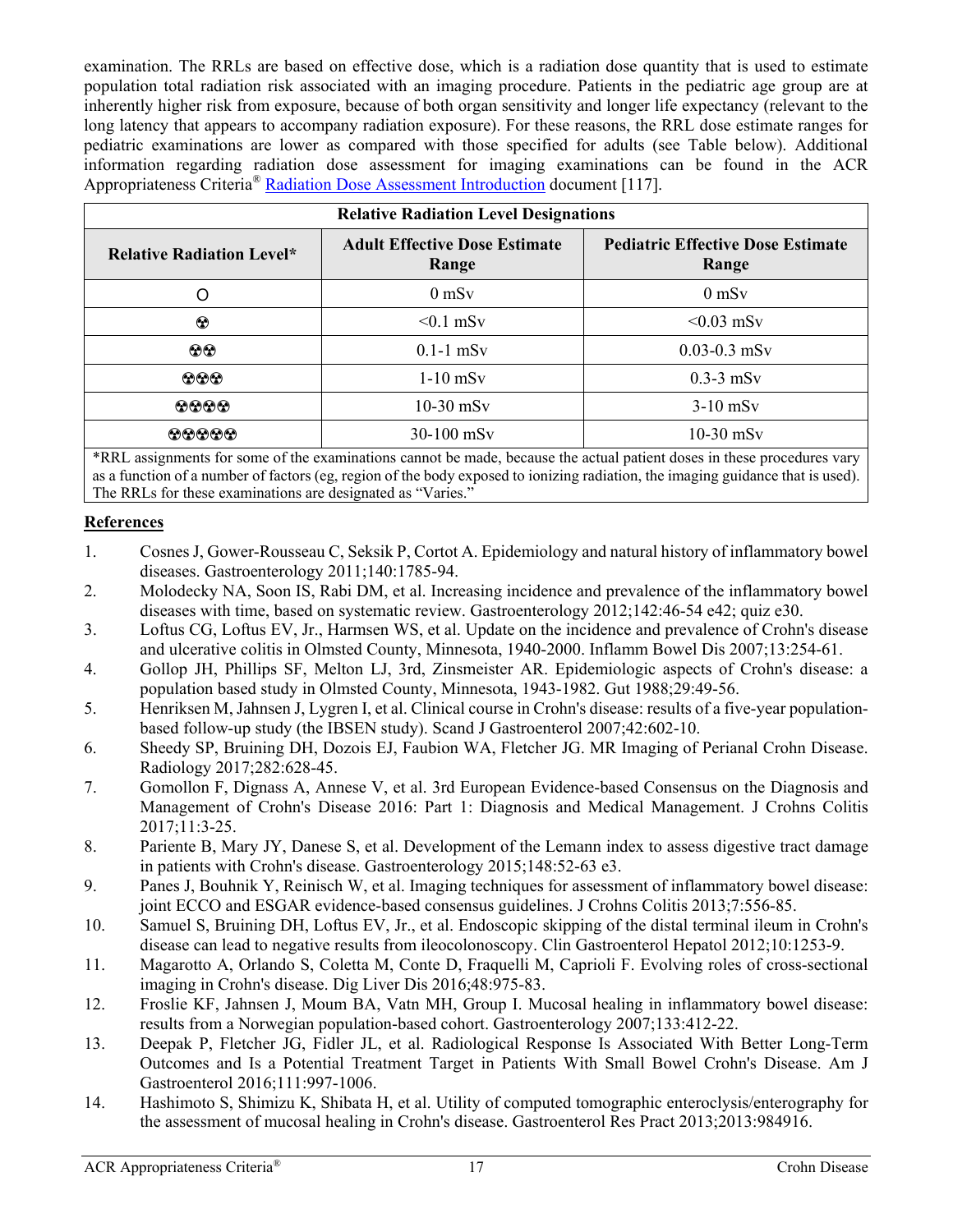examination. The RRLs are based on effective dose, which is a radiation dose quantity that is used to estimate population total radiation risk associated with an imaging procedure. Patients in the pediatric age group are at inherently higher risk from exposure, because of both organ sensitivity and longer life expectancy (relevant to the long latency that appears to accompany radiation exposure). For these reasons, the RRL dose estimate ranges for pediatric examinations are lower as compared with those specified for adults (see Table below). Additional information regarding radiation dose assessment for imaging examinations can be found in the ACR Appropriateness Criteria® [Radiation Dose Assessment Introduction]() document [117].

| Relative Radiation Level Designations | | |
|---|---|---|
| **Relative Radiation Level*** | **Adult Effective Dose Estimate Range** | **Pediatric Effective Dose Estimate Range** |
| O | 0 mSv | 0 mSv |
| ☢ | <0.1 mSv | <0.03 mSv |
| ☢☢ | 0.1-1 mSv | 0.03-0.3 mSv |
| ☢☢☢ | 1-10 mSv | 0.3-3 mSv |
| ☢☢☢☢ | 10-30 mSv | 3-10 mSv |
| ☢☢☢☢☢ | 30-100 mSv | 10-30 mSv |

*RRL assignments for some of the examinations cannot be made, because the actual patient doses in these procedures vary as a function of a number of factors (eg, region of the body exposed to ionizing radiation, the imaging guidance that is used). The RRLs for these examinations are designated as "Varies."

## References

1. Cosnes J, Gower-Rousseau C, Seksik P, Cortot A. Epidemiology and natural history of inflammatory bowel diseases. Gastroenterology 2011;140:1785-94.
2. Molodecky NA, Soon IS, Rabi DM, et al. Increasing incidence and prevalence of the inflammatory bowel diseases with time, based on systematic review. Gastroenterology 2012;142:46-54 e42; quiz e30.
3. Loftus CG, Loftus EV, Jr., Harmsen WS, et al. Update on the incidence and prevalence of Crohn's disease and ulcerative colitis in Olmsted County, Minnesota, 1940-2000. Inflamm Bowel Dis 2007;13:254-61.
4. Gollop JH, Phillips SF, Melton LJ, 3rd, Zinsmeister AR. Epidemiologic aspects of Crohn's disease: a population based study in Olmsted County, Minnesota, 1943-1982. Gut 1988;29:49-56.
5. Henriksen M, Jahnsen J, Lygren I, et al. Clinical course in Crohn's disease: results of a five-year population-based follow-up study (the IBSEN study). Scand J Gastroenterol 2007;42:602-10.
6. Sheedy SP, Bruining DH, Dozois EJ, Faubion WA, Fletcher JG. MR Imaging of Perianal Crohn Disease. Radiology 2017;282:628-45.
7. Gomollon F, Dignass A, Annese V, et al. 3rd European Evidence-based Consensus on the Diagnosis and Management of Crohn's Disease 2016: Part 1: Diagnosis and Medical Management. J Crohns Colitis 2017;11:3-25.
8. Pariente B, Mary JY, Danese S, et al. Development of the Lemann index to assess digestive tract damage in patients with Crohn's disease. Gastroenterology 2015;148:52-63 e3.
9. Panes J, Bouhnik Y, Reinisch W, et al. Imaging techniques for assessment of inflammatory bowel disease: joint ECCO and ESGAR evidence-based consensus guidelines. J Crohns Colitis 2013;7:556-85.
10. Samuel S, Bruining DH, Loftus EV, Jr., et al. Endoscopic skipping of the distal terminal ileum in Crohn's disease can lead to negative results from ileocolonoscopy. Clin Gastroenterol Hepatol 2012;10:1253-9.
11. Magarotto A, Orlando S, Coletta M, Conte D, Fraquelli M, Caprioli F. Evolving roles of cross-sectional imaging in Crohn's disease. Dig Liver Dis 2016;48:975-83.
12. Froslie KF, Jahnsen J, Moum BA, Vatn MH, Group I. Mucosal healing in inflammatory bowel disease: results from a Norwegian population-based cohort. Gastroenterology 2007;133:412-22.
13. Deepak P, Fletcher JG, Fidler JL, et al. Radiological Response Is Associated With Better Long-Term Outcomes and Is a Potential Treatment Target in Patients With Small Bowel Crohn's Disease. Am J Gastroenterol 2016;111:997-1006.
14. Hashimoto S, Shimizu K, Shibata H, et al. Utility of computed tomographic enteroclysis/enterography for the assessment of mucosal healing in Crohn's disease. Gastroenterol Res Pract 2013;2013:984916.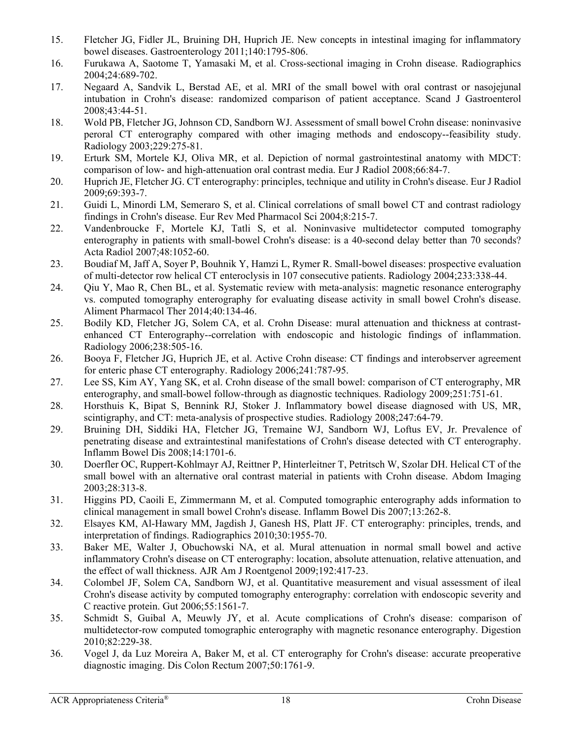15. Fletcher JG, Fidler JL, Bruining DH, Huprich JE. New concepts in intestinal imaging for inflammatory bowel diseases. Gastroenterology 2011;140:1795-806.
16. Furukawa A, Saotome T, Yamasaki M, et al. Cross-sectional imaging in Crohn disease. Radiographics 2004;24:689-702.
17. Negaard A, Sandvik L, Berstad AE, et al. MRI of the small bowel with oral contrast or nasojejunal intubation in Crohn's disease: randomized comparison of patient acceptance. Scand J Gastroenterol 2008;43:44-51.
18. Wold PB, Fletcher JG, Johnson CD, Sandborn WJ. Assessment of small bowel Crohn disease: noninvasive peroral CT enterography compared with other imaging methods and endoscopy--feasibility study. Radiology 2003;229:275-81.
19. Erturk SM, Mortele KJ, Oliva MR, et al. Depiction of normal gastrointestinal anatomy with MDCT: comparison of low- and high-attenuation oral contrast media. Eur J Radiol 2008;66:84-7.
20. Huprich JE, Fletcher JG. CT enterography: principles, technique and utility in Crohn's disease. Eur J Radiol 2009;69:393-7.
21. Guidi L, Minordi LM, Semeraro S, et al. Clinical correlations of small bowel CT and contrast radiology findings in Crohn's disease. Eur Rev Med Pharmacol Sci 2004;8:215-7.
22. Vandenbroucke F, Mortele KJ, Tatli S, et al. Noninvasive multidetector computed tomography enterography in patients with small-bowel Crohn's disease: is a 40-second delay better than 70 seconds? Acta Radiol 2007;48:1052-60.
23. Boudiaf M, Jaff A, Soyer P, Bouhnik Y, Hamzi L, Rymer R. Small-bowel diseases: prospective evaluation of multi-detector row helical CT enteroclysis in 107 consecutive patients. Radiology 2004;233:338-44.
24. Qiu Y, Mao R, Chen BL, et al. Systematic review with meta-analysis: magnetic resonance enterography vs. computed tomography enterography for evaluating disease activity in small bowel Crohn's disease. Aliment Pharmacol Ther 2014;40:134-46.
25. Bodily KD, Fletcher JG, Solem CA, et al. Crohn Disease: mural attenuation and thickness at contrast-enhanced CT Enterography--correlation with endoscopic and histologic findings of inflammation. Radiology 2006;238:505-16.
26. Booya F, Fletcher JG, Huprich JE, et al. Active Crohn disease: CT findings and interobserver agreement for enteric phase CT enterography. Radiology 2006;241:787-95.
27. Lee SS, Kim AY, Yang SK, et al. Crohn disease of the small bowel: comparison of CT enterography, MR enterography, and small-bowel follow-through as diagnostic techniques. Radiology 2009;251:751-61.
28. Horsthuis K, Bipat S, Bennink RJ, Stoker J. Inflammatory bowel disease diagnosed with US, MR, scintigraphy, and CT: meta-analysis of prospective studies. Radiology 2008;247:64-79.
29. Bruining DH, Siddiki HA, Fletcher JG, Tremaine WJ, Sandborn WJ, Loftus EV, Jr. Prevalence of penetrating disease and extraintestinal manifestations of Crohn's disease detected with CT enterography. Inflamm Bowel Dis 2008;14:1701-6.
30. Doerfler OC, Ruppert-Kohlmayr AJ, Reittner P, Hinterleitner T, Petritsch W, Szolar DH. Helical CT of the small bowel with an alternative oral contrast material in patients with Crohn disease. Abdom Imaging 2003;28:313-8.
31. Higgins PD, Caoili E, Zimmermann M, et al. Computed tomographic enterography adds information to clinical management in small bowel Crohn's disease. Inflamm Bowel Dis 2007;13:262-8.
32. Elsayes KM, Al-Hawary MM, Jagdish J, Ganesh HS, Platt JF. CT enterography: principles, trends, and interpretation of findings. Radiographics 2010;30:1955-70.
33. Baker ME, Walter J, Obuchowski NA, et al. Mural attenuation in normal small bowel and active inflammatory Crohn's disease on CT enterography: location, absolute attenuation, relative attenuation, and the effect of wall thickness. AJR Am J Roentgenol 2009;192:417-23.
34. Colombel JF, Solem CA, Sandborn WJ, et al. Quantitative measurement and visual assessment of ileal Crohn's disease activity by computed tomography enterography: correlation with endoscopic severity and C reactive protein. Gut 2006;55:1561-7.
35. Schmidt S, Guibal A, Meuwly JY, et al. Acute complications of Crohn's disease: comparison of multidetector-row computed tomographic enterography with magnetic resonance enterography. Digestion 2010;82:229-38.
36. Vogel J, da Luz Moreira A, Baker M, et al. CT enterography for Crohn's disease: accurate preoperative diagnostic imaging. Dis Colon Rectum 2007;50:1761-9.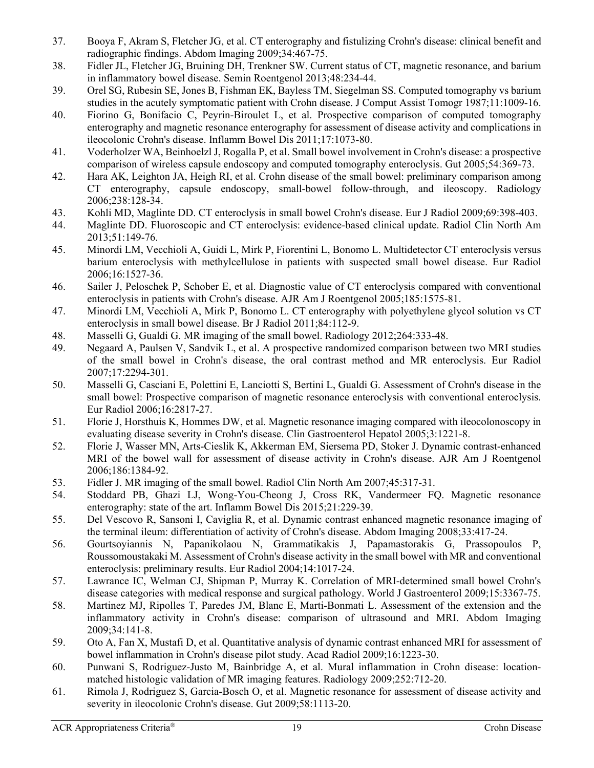37. Booya F, Akram S, Fletcher JG, et al. CT enterography and fistulizing Crohn's disease: clinical benefit and radiographic findings. Abdom Imaging 2009;34:467-75.
38. Fidler JL, Fletcher JG, Bruining DH, Trenkner SW. Current status of CT, magnetic resonance, and barium in inflammatory bowel disease. Semin Roentgenol 2013;48:234-44.
39. Orel SG, Rubesin SE, Jones B, Fishman EK, Bayless TM, Siegelman SS. Computed tomography vs barium studies in the acutely symptomatic patient with Crohn disease. J Comput Assist Tomogr 1987;11:1009-16.
40. Fiorino G, Bonifacio C, Peyrin-Biroulet L, et al. Prospective comparison of computed tomography enterography and magnetic resonance enterography for assessment of disease activity and complications in ileocolonic Crohn's disease. Inflamm Bowel Dis 2011;17:1073-80.
41. Voderholzer WA, Beinhoelzl J, Rogalla P, et al. Small bowel involvement in Crohn's disease: a prospective comparison of wireless capsule endoscopy and computed tomography enteroclysis. Gut 2005;54:369-73.
42. Hara AK, Leighton JA, Heigh RI, et al. Crohn disease of the small bowel: preliminary comparison among CT enterography, capsule endoscopy, small-bowel follow-through, and ileoscopy. Radiology 2006;238:128-34.
43. Kohli MD, Maglinte DD. CT enteroclysis in small bowel Crohn's disease. Eur J Radiol 2009;69:398-403.
44. Maglinte DD. Fluoroscopic and CT enteroclysis: evidence-based clinical update. Radiol Clin North Am 2013;51:149-76.
45. Minordi LM, Vecchioli A, Guidi L, Mirk P, Fiorentini L, Bonomo L. Multidetector CT enteroclysis versus barium enteroclysis with methylcellulose in patients with suspected small bowel disease. Eur Radiol 2006;16:1527-36.
46. Sailer J, Peloschek P, Schober E, et al. Diagnostic value of CT enteroclysis compared with conventional enteroclysis in patients with Crohn's disease. AJR Am J Roentgenol 2005;185:1575-81.
47. Minordi LM, Vecchioli A, Mirk P, Bonomo L. CT enterography with polyethylene glycol solution vs CT enteroclysis in small bowel disease. Br J Radiol 2011;84:112-9.
48. Masselli G, Gualdi G. MR imaging of the small bowel. Radiology 2012;264:333-48.
49. Negaard A, Paulsen V, Sandvik L, et al. A prospective randomized comparison between two MRI studies of the small bowel in Crohn's disease, the oral contrast method and MR enteroclysis. Eur Radiol 2007;17:2294-301.
50. Masselli G, Casciani E, Polettini E, Lanciotti S, Bertini L, Gualdi G. Assessment of Crohn's disease in the small bowel: Prospective comparison of magnetic resonance enteroclysis with conventional enteroclysis. Eur Radiol 2006;16:2817-27.
51. Florie J, Horsthuis K, Hommes DW, et al. Magnetic resonance imaging compared with ileocolonoscopy in evaluating disease severity in Crohn's disease. Clin Gastroenterol Hepatol 2005;3:1221-8.
52. Florie J, Wasser MN, Arts-Cieslik K, Akkerman EM, Siersema PD, Stoker J. Dynamic contrast-enhanced MRI of the bowel wall for assessment of disease activity in Crohn's disease. AJR Am J Roentgenol 2006;186:1384-92.
53. Fidler J. MR imaging of the small bowel. Radiol Clin North Am 2007;45:317-31.
54. Stoddard PB, Ghazi LJ, Wong-You-Cheong J, Cross RK, Vandermeer FQ. Magnetic resonance enterography: state of the art. Inflamm Bowel Dis 2015;21:229-39.
55. Del Vescovo R, Sansoni I, Caviglia R, et al. Dynamic contrast enhanced magnetic resonance imaging of the terminal ileum: differentiation of activity of Crohn's disease. Abdom Imaging 2008;33:417-24.
56. Gourtsoyiannis N, Papanikolaou N, Grammatikakis J, Papamastorakis G, Prassopoulos P, Roussomoustakaki M. Assessment of Crohn's disease activity in the small bowel with MR and conventional enteroclysis: preliminary results. Eur Radiol 2004;14:1017-24.
57. Lawrance IC, Welman CJ, Shipman P, Murray K. Correlation of MRI-determined small bowel Crohn's disease categories with medical response and surgical pathology. World J Gastroenterol 2009;15:3367-75.
58. Martinez MJ, Ripolles T, Paredes JM, Blanc E, Marti-Bonmati L. Assessment of the extension and the inflammatory activity in Crohn's disease: comparison of ultrasound and MRI. Abdom Imaging 2009;34:141-8.
59. Oto A, Fan X, Mustafi D, et al. Quantitative analysis of dynamic contrast enhanced MRI for assessment of bowel inflammation in Crohn's disease pilot study. Acad Radiol 2009;16:1223-30.
60. Punwani S, Rodriguez-Justo M, Bainbridge A, et al. Mural inflammation in Crohn disease: location-matched histologic validation of MR imaging features. Radiology 2009;252:712-20.
61. Rimola J, Rodriguez S, Garcia-Bosch O, et al. Magnetic resonance for assessment of disease activity and severity in ileocolonic Crohn's disease. Gut 2009;58:1113-20.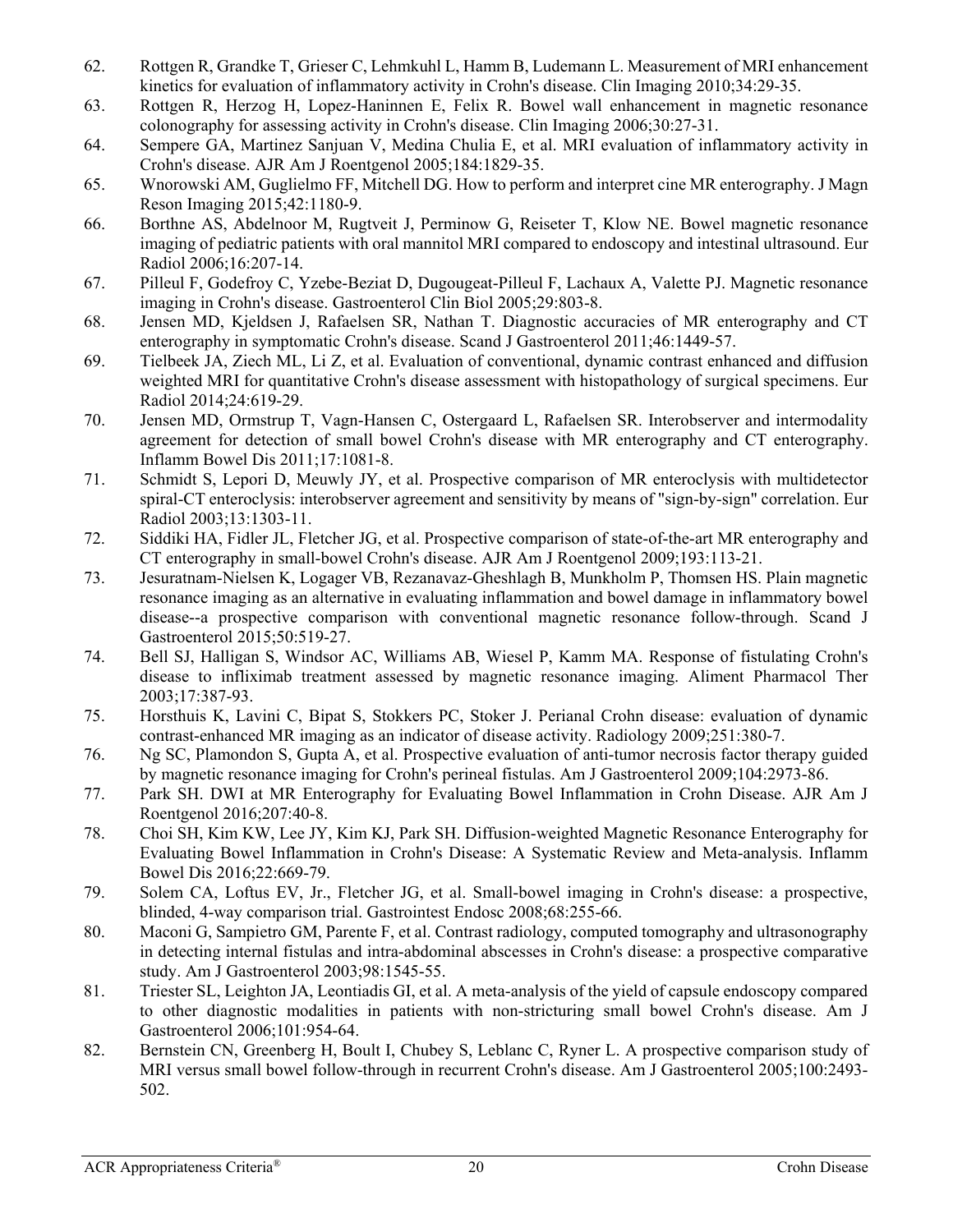62. Rottgen R, Grandke T, Grieser C, Lehmkuhl L, Hamm B, Ludemann L. Measurement of MRI enhancement kinetics for evaluation of inflammatory activity in Crohn's disease. Clin Imaging 2010;34:29-35.
63. Rottgen R, Herzog H, Lopez-Haninnen E, Felix R. Bowel wall enhancement in magnetic resonance colonography for assessing activity in Crohn's disease. Clin Imaging 2006;30:27-31.
64. Sempere GA, Martinez Sanjuan V, Medina Chulia E, et al. MRI evaluation of inflammatory activity in Crohn's disease. AJR Am J Roentgenol 2005;184:1829-35.
65. Wnorowski AM, Guglielmo FF, Mitchell DG. How to perform and interpret cine MR enterography. J Magn Reson Imaging 2015;42:1180-9.
66. Borthne AS, Abdelnoor M, Rugtveit J, Perminow G, Reiseter T, Klow NE. Bowel magnetic resonance imaging of pediatric patients with oral mannitol MRI compared to endoscopy and intestinal ultrasound. Eur Radiol 2006;16:207-14.
67. Pilleul F, Godefroy C, Yzebe-Beziat D, Dugougeat-Pilleul F, Lachaux A, Valette PJ. Magnetic resonance imaging in Crohn's disease. Gastroenterol Clin Biol 2005;29:803-8.
68. Jensen MD, Kjeldsen J, Rafaelsen SR, Nathan T. Diagnostic accuracies of MR enterography and CT enterography in symptomatic Crohn's disease. Scand J Gastroenterol 2011;46:1449-57.
69. Tielbeek JA, Ziech ML, Li Z, et al. Evaluation of conventional, dynamic contrast enhanced and diffusion weighted MRI for quantitative Crohn's disease assessment with histopathology of surgical specimens. Eur Radiol 2014;24:619-29.
70. Jensen MD, Ormstrup T, Vagn-Hansen C, Ostergaard L, Rafaelsen SR. Interobserver and intermodality agreement for detection of small bowel Crohn's disease with MR enterography and CT enterography. Inflamm Bowel Dis 2011;17:1081-8.
71. Schmidt S, Lepori D, Meuwly JY, et al. Prospective comparison of MR enteroclysis with multidetector spiral-CT enteroclysis: interobserver agreement and sensitivity by means of "sign-by-sign" correlation. Eur Radiol 2003;13:1303-11.
72. Siddiki HA, Fidler JL, Fletcher JG, et al. Prospective comparison of state-of-the-art MR enterography and CT enterography in small-bowel Crohn's disease. AJR Am J Roentgenol 2009;193:113-21.
73. Jesuratnam-Nielsen K, Logager VB, Rezanavaz-Gheshlagh B, Munkholm P, Thomsen HS. Plain magnetic resonance imaging as an alternative in evaluating inflammation and bowel damage in inflammatory bowel disease--a prospective comparison with conventional magnetic resonance follow-through. Scand J Gastroenterol 2015;50:519-27.
74. Bell SJ, Halligan S, Windsor AC, Williams AB, Wiesel P, Kamm MA. Response of fistulating Crohn's disease to infliximab treatment assessed by magnetic resonance imaging. Aliment Pharmacol Ther 2003;17:387-93.
75. Horsthuis K, Lavini C, Bipat S, Stokkers PC, Stoker J. Perianal Crohn disease: evaluation of dynamic contrast-enhanced MR imaging as an indicator of disease activity. Radiology 2009;251:380-7.
76. Ng SC, Plamondon S, Gupta A, et al. Prospective evaluation of anti-tumor necrosis factor therapy guided by magnetic resonance imaging for Crohn's perineal fistulas. Am J Gastroenterol 2009;104:2973-86.
77. Park SH. DWI at MR Enterography for Evaluating Bowel Inflammation in Crohn Disease. AJR Am J Roentgenol 2016;207:40-8.
78. Choi SH, Kim KW, Lee JY, Kim KJ, Park SH. Diffusion-weighted Magnetic Resonance Enterography for Evaluating Bowel Inflammation in Crohn's Disease: A Systematic Review and Meta-analysis. Inflamm Bowel Dis 2016;22:669-79.
79. Solem CA, Loftus EV, Jr., Fletcher JG, et al. Small-bowel imaging in Crohn's disease: a prospective, blinded, 4-way comparison trial. Gastrointest Endosc 2008;68:255-66.
80. Maconi G, Sampietro GM, Parente F, et al. Contrast radiology, computed tomography and ultrasonography in detecting internal fistulas and intra-abdominal abscesses in Crohn's disease: a prospective comparative study. Am J Gastroenterol 2003;98:1545-55.
81. Triester SL, Leighton JA, Leontiadis GI, et al. A meta-analysis of the yield of capsule endoscopy compared to other diagnostic modalities in patients with non-stricturing small bowel Crohn's disease. Am J Gastroenterol 2006;101:954-64.
82. Bernstein CN, Greenberg H, Boult I, Chubey S, Leblanc C, Ryner L. A prospective comparison study of MRI versus small bowel follow-through in recurrent Crohn's disease. Am J Gastroenterol 2005;100:2493-502.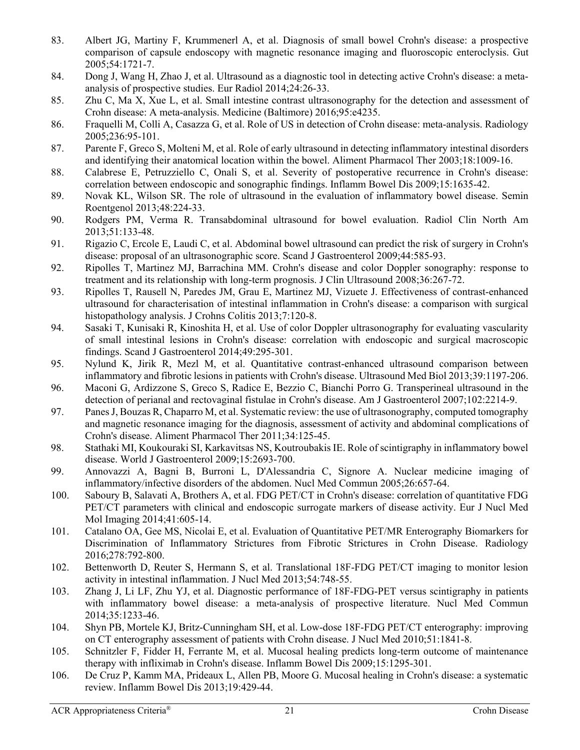83. Albert JG, Martiny F, Krummenerl A, et al. Diagnosis of small bowel Crohn's disease: a prospective comparison of capsule endoscopy with magnetic resonance imaging and fluoroscopic enteroclysis. Gut 2005;54:1721-7.
84. Dong J, Wang H, Zhao J, et al. Ultrasound as a diagnostic tool in detecting active Crohn's disease: a meta-analysis of prospective studies. Eur Radiol 2014;24:26-33.
85. Zhu C, Ma X, Xue L, et al. Small intestine contrast ultrasonography for the detection and assessment of Crohn disease: A meta-analysis. Medicine (Baltimore) 2016;95:e4235.
86. Fraquelli M, Colli A, Casazza G, et al. Role of US in detection of Crohn disease: meta-analysis. Radiology 2005;236:95-101.
87. Parente F, Greco S, Molteni M, et al. Role of early ultrasound in detecting inflammatory intestinal disorders and identifying their anatomical location within the bowel. Aliment Pharmacol Ther 2003;18:1009-16.
88. Calabrese E, Petruzziello C, Onali S, et al. Severity of postoperative recurrence in Crohn's disease: correlation between endoscopic and sonographic findings. Inflamm Bowel Dis 2009;15:1635-42.
89. Novak KL, Wilson SR. The role of ultrasound in the evaluation of inflammatory bowel disease. Semin Roentgenol 2013;48:224-33.
90. Rodgers PM, Verma R. Transabdominal ultrasound for bowel evaluation. Radiol Clin North Am 2013;51:133-48.
91. Rigazio C, Ercole E, Laudi C, et al. Abdominal bowel ultrasound can predict the risk of surgery in Crohn's disease: proposal of an ultrasonographic score. Scand J Gastroenterol 2009;44:585-93.
92. Ripolles T, Martinez MJ, Barrachina MM. Crohn's disease and color Doppler sonography: response to treatment and its relationship with long-term prognosis. J Clin Ultrasound 2008;36:267-72.
93. Ripolles T, Rausell N, Paredes JM, Grau E, Martinez MJ, Vizuete J. Effectiveness of contrast-enhanced ultrasound for characterisation of intestinal inflammation in Crohn's disease: a comparison with surgical histopathology analysis. J Crohns Colitis 2013;7:120-8.
94. Sasaki T, Kunisaki R, Kinoshita H, et al. Use of color Doppler ultrasonography for evaluating vascularity of small intestinal lesions in Crohn's disease: correlation with endoscopic and surgical macroscopic findings. Scand J Gastroenterol 2014;49:295-301.
95. Nylund K, Jirik R, Mezl M, et al. Quantitative contrast-enhanced ultrasound comparison between inflammatory and fibrotic lesions in patients with Crohn's disease. Ultrasound Med Biol 2013;39:1197-206.
96. Maconi G, Ardizzone S, Greco S, Radice E, Bezzio C, Bianchi Porro G. Transperineal ultrasound in the detection of perianal and rectovaginal fistulae in Crohn's disease. Am J Gastroenterol 2007;102:2214-9.
97. Panes J, Bouzas R, Chaparro M, et al. Systematic review: the use of ultrasonography, computed tomography and magnetic resonance imaging for the diagnosis, assessment of activity and abdominal complications of Crohn's disease. Aliment Pharmacol Ther 2011;34:125-45.
98. Stathaki MI, Koukouraki SI, Karkavitsas NS, Koutroubakis IE. Role of scintigraphy in inflammatory bowel disease. World J Gastroenterol 2009;15:2693-700.
99. Annovazzi A, Bagni B, Burroni L, D'Alessandria C, Signore A. Nuclear medicine imaging of inflammatory/infective disorders of the abdomen. Nucl Med Commun 2005;26:657-64.
100. Saboury B, Salavati A, Brothers A, et al. FDG PET/CT in Crohn's disease: correlation of quantitative FDG PET/CT parameters with clinical and endoscopic surrogate markers of disease activity. Eur J Nucl Med Mol Imaging 2014;41:605-14.
101. Catalano OA, Gee MS, Nicolai E, et al. Evaluation of Quantitative PET/MR Enterography Biomarkers for Discrimination of Inflammatory Strictures from Fibrotic Strictures in Crohn Disease. Radiology 2016;278:792-800.
102. Bettenworth D, Reuter S, Hermann S, et al. Translational 18F-FDG PET/CT imaging to monitor lesion activity in intestinal inflammation. J Nucl Med 2013;54:748-55.
103. Zhang J, Li LF, Zhu YJ, et al. Diagnostic performance of 18F-FDG-PET versus scintigraphy in patients with inflammatory bowel disease: a meta-analysis of prospective literature. Nucl Med Commun 2014;35:1233-46.
104. Shyn PB, Mortele KJ, Britz-Cunningham SH, et al. Low-dose 18F-FDG PET/CT enterography: improving on CT enterography assessment of patients with Crohn disease. J Nucl Med 2010;51:1841-8.
105. Schnitzler F, Fidder H, Ferrante M, et al. Mucosal healing predicts long-term outcome of maintenance therapy with infliximab in Crohn's disease. Inflamm Bowel Dis 2009;15:1295-301.
106. De Cruz P, Kamm MA, Prideaux L, Allen PB, Moore G. Mucosal healing in Crohn's disease: a systematic review. Inflamm Bowel Dis 2013;19:429-44.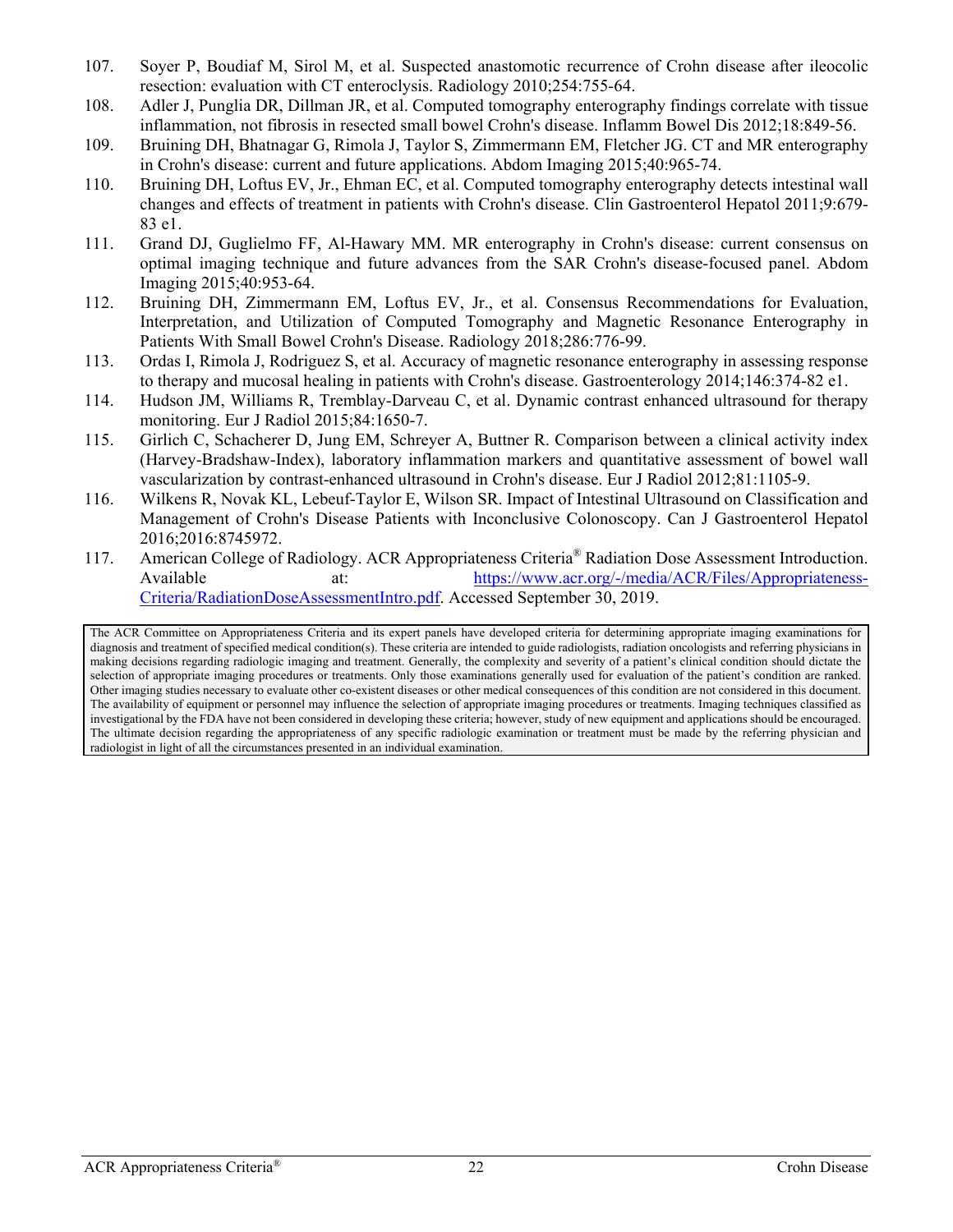107. Soyer P, Boudiaf M, Sirol M, et al. Suspected anastomotic recurrence of Crohn disease after ileocolic resection: evaluation with CT enteroclysis. Radiology 2010;254:755-64.
108. Adler J, Punglia DR, Dillman JR, et al. Computed tomography enterography findings correlate with tissue inflammation, not fibrosis in resected small bowel Crohn's disease. Inflamm Bowel Dis 2012;18:849-56.
109. Bruining DH, Bhatnagar G, Rimola J, Taylor S, Zimmermann EM, Fletcher JG. CT and MR enterography in Crohn's disease: current and future applications. Abdom Imaging 2015;40:965-74.
110. Bruining DH, Loftus EV, Jr., Ehman EC, et al. Computed tomography enterography detects intestinal wall changes and effects of treatment in patients with Crohn's disease. Clin Gastroenterol Hepatol 2011;9:679-83 e1.
111. Grand DJ, Guglielmo FF, Al-Hawary MM. MR enterography in Crohn's disease: current consensus on optimal imaging technique and future advances from the SAR Crohn's disease-focused panel. Abdom Imaging 2015;40:953-64.
112. Bruining DH, Zimmermann EM, Loftus EV, Jr., et al. Consensus Recommendations for Evaluation, Interpretation, and Utilization of Computed Tomography and Magnetic Resonance Enterography in Patients With Small Bowel Crohn's Disease. Radiology 2018;286:776-99.
113. Ordas I, Rimola J, Rodriguez S, et al. Accuracy of magnetic resonance enterography in assessing response to therapy and mucosal healing in patients with Crohn's disease. Gastroenterology 2014;146:374-82 e1.
114. Hudson JM, Williams R, Tremblay-Darveau C, et al. Dynamic contrast enhanced ultrasound for therapy monitoring. Eur J Radiol 2015;84:1650-7.
115. Girlich C, Schacherer D, Jung EM, Schreyer A, Buttner R. Comparison between a clinical activity index (Harvey-Bradshaw-Index), laboratory inflammation markers and quantitative assessment of bowel wall vascularization by contrast-enhanced ultrasound in Crohn's disease. Eur J Radiol 2012;81:1105-9.
116. Wilkens R, Novak KL, Lebeuf-Taylor E, Wilson SR. Impact of Intestinal Ultrasound on Classification and Management of Crohn's Disease Patients with Inconclusive Colonoscopy. Can J Gastroenterol Hepatol 2016;2016:8745972.
117. American College of Radiology. ACR Appropriateness Criteria® Radiation Dose Assessment Introduction. Available at: https://www.acr.org/-/media/ACR/Files/Appropriateness-Criteria/RadiationDoseAssessmentIntro.pdf. Accessed September 30, 2019.

The ACR Committee on Appropriateness Criteria and its expert panels have developed criteria for determining appropriate imaging examinations for diagnosis and treatment of specified medical condition(s). These criteria are intended to guide radiologists, radiation oncologists and referring physicians in making decisions regarding radiologic imaging and treatment. Generally, the complexity and severity of a patient's clinical condition should dictate the selection of appropriate imaging procedures or treatments. Only those examinations generally used for evaluation of the patient's condition are ranked. Other imaging studies necessary to evaluate other co-existent diseases or other medical consequences of this condition are not considered in this document. The availability of equipment or personnel may influence the selection of appropriate imaging procedures or treatments. Imaging techniques classified as investigational by the FDA have not been considered in developing these criteria; however, study of new equipment and applications should be encouraged. The ultimate decision regarding the appropriateness of any specific radiologic examination or treatment must be made by the referring physician and radiologist in light of all the circumstances presented in an individual examination.